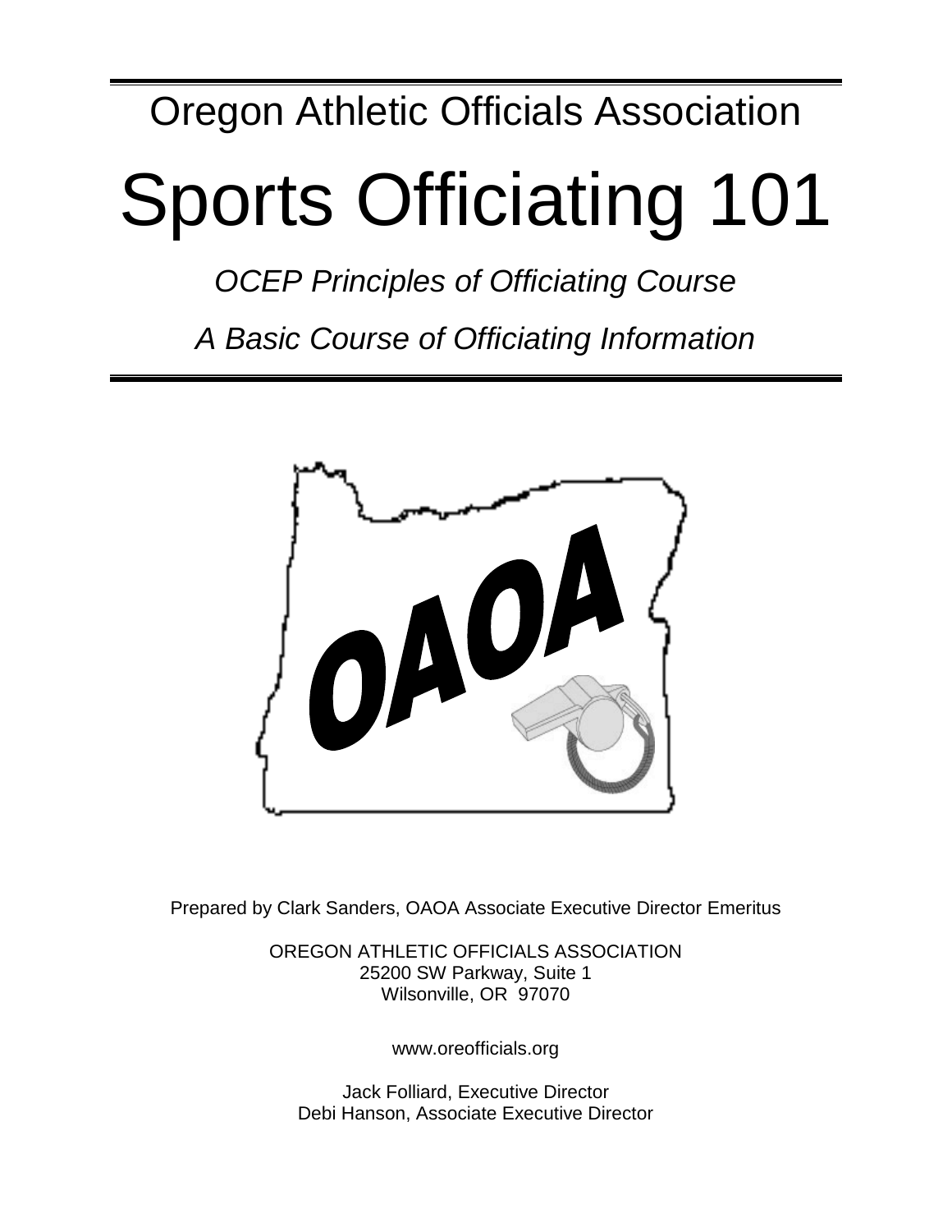Oregon Athletic Officials Association

# Sports Officiating 101

*OCEP Principles of Officiating Course*

*A Basic Course of Officiating Information*

Prepared by Clark Sanders, OAOA Associate Executive Director Emeritus

OREGON ATHLETIC OFFICIALS ASSOCIATION
25200 SW Parkway, Suite 1
Wilsonville, OR 97070

www.oreofficials.org

Jack Folliard, Executive Director
Debi Hanson, Associate Executive Director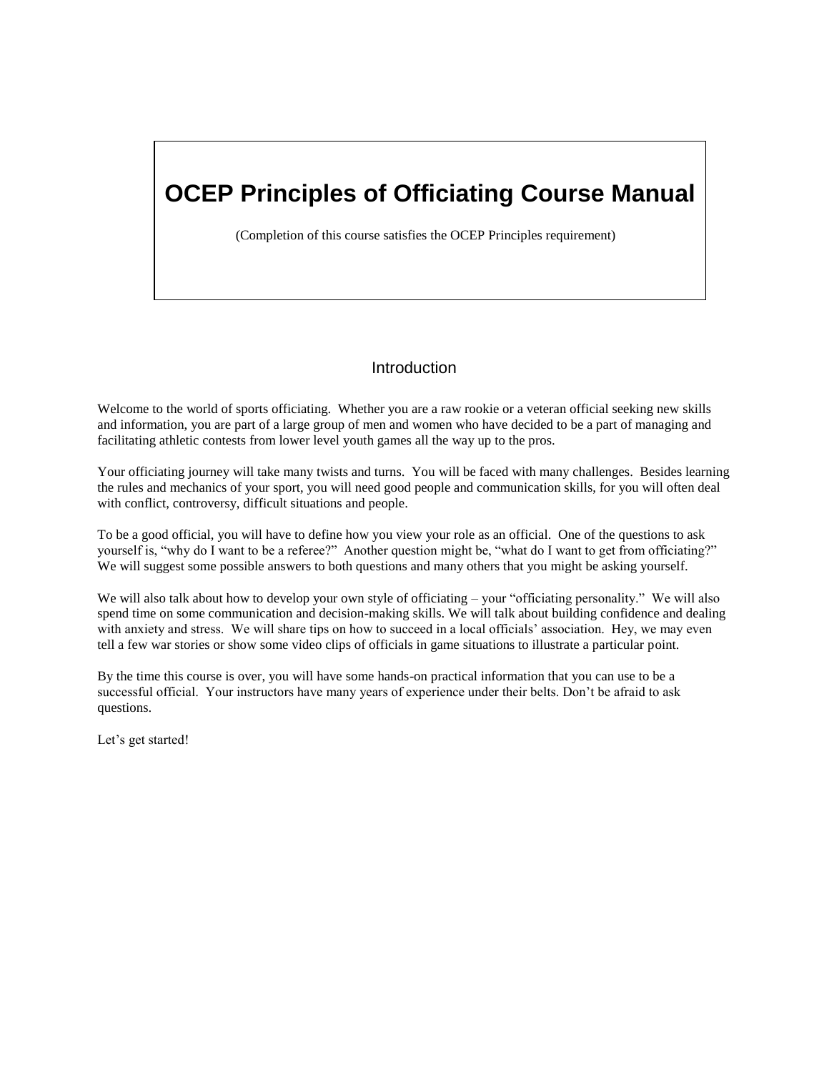# OCEP Principles of Officiating Course Manual

(Completion of this course satisfies the OCEP Principles requirement)

## Introduction

Welcome to the world of sports officiating. Whether you are a raw rookie or a veteran official seeking new skills and information, you are part of a large group of men and women who have decided to be a part of managing and facilitating athletic contests from lower level youth games all the way up to the pros.

Your officiating journey will take many twists and turns. You will be faced with many challenges. Besides learning the rules and mechanics of your sport, you will need good people and communication skills, for you will often deal with conflict, controversy, difficult situations and people.

To be a good official, you will have to define how you view your role as an official. One of the questions to ask yourself is, "why do I want to be a referee?" Another question might be, "what do I want to get from officiating?" We will suggest some possible answers to both questions and many others that you might be asking yourself.

We will also talk about how to develop your own style of officiating – your "officiating personality." We will also spend time on some communication and decision-making skills. We will talk about building confidence and dealing with anxiety and stress. We will share tips on how to succeed in a local officials' association. Hey, we may even tell a few war stories or show some video clips of officials in game situations to illustrate a particular point.

By the time this course is over, you will have some hands-on practical information that you can use to be a successful official. Your instructors have many years of experience under their belts. Don't be afraid to ask questions.

Let's get started!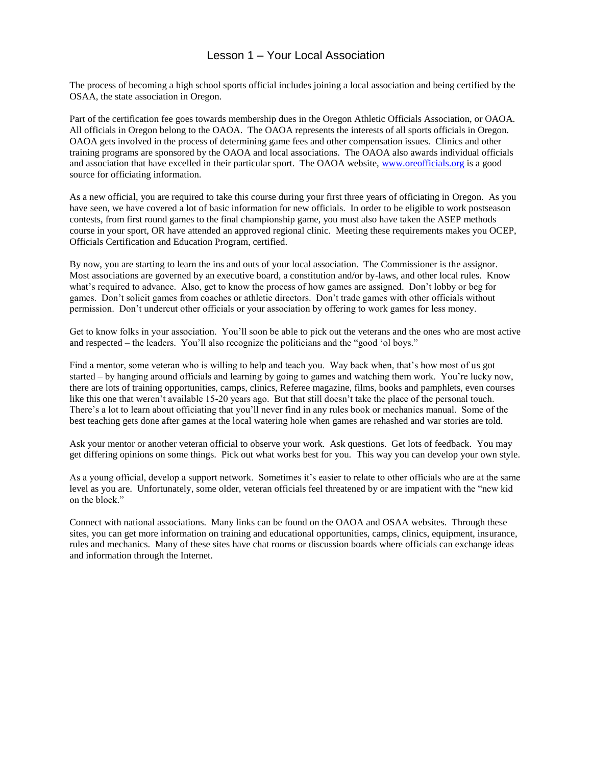# Lesson 1 – Your Local Association

The process of becoming a high school sports official includes joining a local association and being certified by the OSAA, the state association in Oregon.

Part of the certification fee goes towards membership dues in the Oregon Athletic Officials Association, or OAOA. All officials in Oregon belong to the OAOA. The OAOA represents the interests of all sports officials in Oregon. OAOA gets involved in the process of determining game fees and other compensation issues. Clinics and other training programs are sponsored by the OAOA and local associations. The OAOA also awards individual officials and association that have excelled in their particular sport. The OAOA website, [www.oreofficials.org](http://www.oreofficials.org) is a good source for officiating information.

As a new official, you are required to take this course during your first three years of officiating in Oregon. As you have seen, we have covered a lot of basic information for new officials. In order to be eligible to work postseason contests, from first round games to the final championship game, you must also have taken the ASEP methods course in your sport, OR have attended an approved regional clinic. Meeting these requirements makes you OCEP, Officials Certification and Education Program, certified.

By now, you are starting to learn the ins and outs of your local association. The Commissioner is the assignor. Most associations are governed by an executive board, a constitution and/or by-laws, and other local rules. Know what's required to advance. Also, get to know the process of how games are assigned. Don't lobby or beg for games. Don't solicit games from coaches or athletic directors. Don't trade games with other officials without permission. Don't undercut other officials or your association by offering to work games for less money.

Get to know folks in your association. You'll soon be able to pick out the veterans and the ones who are most active and respected – the leaders. You'll also recognize the politicians and the "good 'ol boys."

Find a mentor, some veteran who is willing to help and teach you. Way back when, that's how most of us got started – by hanging around officials and learning by going to games and watching them work. You're lucky now, there are lots of training opportunities, camps, clinics, Referee magazine, films, books and pamphlets, even courses like this one that weren't available 15-20 years ago. But that still doesn't take the place of the personal touch. There's a lot to learn about officiating that you'll never find in any rules book or mechanics manual. Some of the best teaching gets done after games at the local watering hole when games are rehashed and war stories are told.

Ask your mentor or another veteran official to observe your work. Ask questions. Get lots of feedback. You may get differing opinions on some things. Pick out what works best for you. This way you can develop your own style.

As a young official, develop a support network. Sometimes it's easier to relate to other officials who are at the same level as you are. Unfortunately, some older, veteran officials feel threatened by or are impatient with the "new kid on the block."

Connect with national associations. Many links can be found on the OAOA and OSAA websites. Through these sites, you can get more information on training and educational opportunities, camps, clinics, equipment, insurance, rules and mechanics. Many of these sites have chat rooms or discussion boards where officials can exchange ideas and information through the Internet.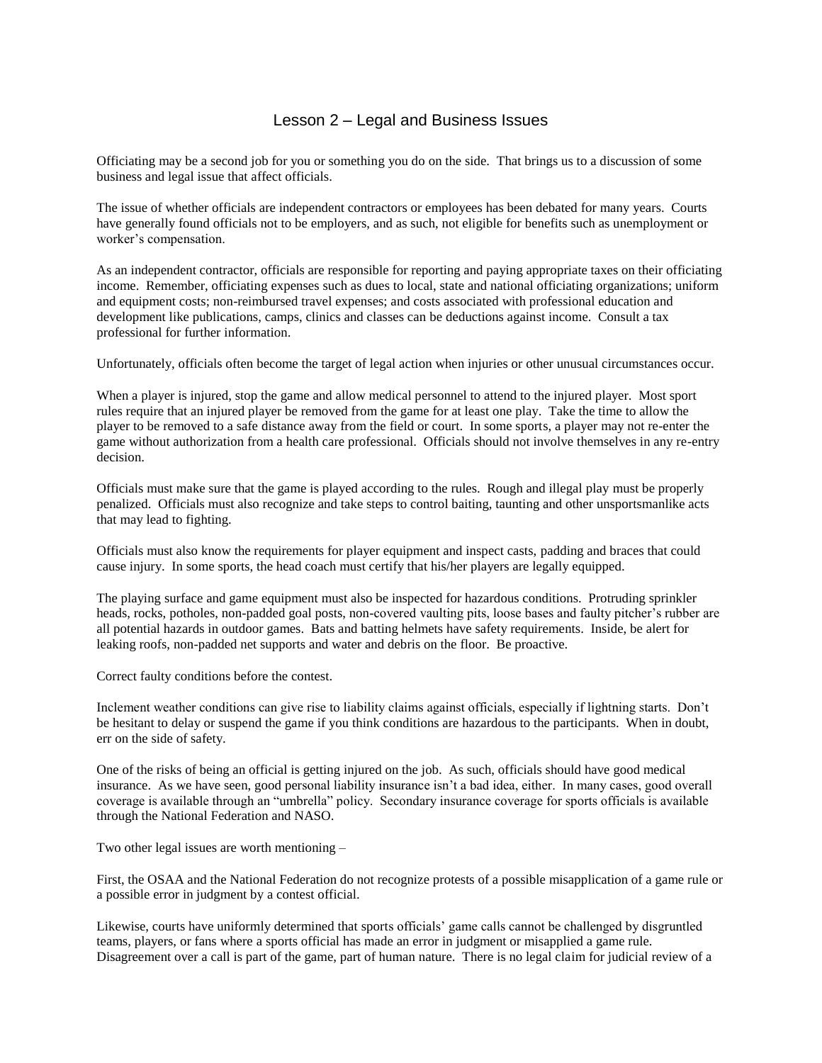# Lesson 2 – Legal and Business Issues

Officiating may be a second job for you or something you do on the side. That brings us to a discussion of some business and legal issue that affect officials.

The issue of whether officials are independent contractors or employees has been debated for many years. Courts have generally found officials not to be employers, and as such, not eligible for benefits such as unemployment or worker's compensation.

As an independent contractor, officials are responsible for reporting and paying appropriate taxes on their officiating income. Remember, officiating expenses such as dues to local, state and national officiating organizations; uniform and equipment costs; non-reimbursed travel expenses; and costs associated with professional education and development like publications, camps, clinics and classes can be deductions against income. Consult a tax professional for further information.

Unfortunately, officials often become the target of legal action when injuries or other unusual circumstances occur.

When a player is injured, stop the game and allow medical personnel to attend to the injured player. Most sport rules require that an injured player be removed from the game for at least one play. Take the time to allow the player to be removed to a safe distance away from the field or court. In some sports, a player may not re-enter the game without authorization from a health care professional. Officials should not involve themselves in any re-entry decision.

Officials must make sure that the game is played according to the rules. Rough and illegal play must be properly penalized. Officials must also recognize and take steps to control baiting, taunting and other unsportsmanlike acts that may lead to fighting.

Officials must also know the requirements for player equipment and inspect casts, padding and braces that could cause injury. In some sports, the head coach must certify that his/her players are legally equipped.

The playing surface and game equipment must also be inspected for hazardous conditions. Protruding sprinkler heads, rocks, potholes, non-padded goal posts, non-covered vaulting pits, loose bases and faulty pitcher's rubber are all potential hazards in outdoor games. Bats and batting helmets have safety requirements. Inside, be alert for leaking roofs, non-padded net supports and water and debris on the floor. Be proactive.

Correct faulty conditions before the contest.

Inclement weather conditions can give rise to liability claims against officials, especially if lightning starts. Don't be hesitant to delay or suspend the game if you think conditions are hazardous to the participants. When in doubt, err on the side of safety.

One of the risks of being an official is getting injured on the job. As such, officials should have good medical insurance. As we have seen, good personal liability insurance isn't a bad idea, either. In many cases, good overall coverage is available through an "umbrella" policy. Secondary insurance coverage for sports officials is available through the National Federation and NASO.

Two other legal issues are worth mentioning –

First, the OSAA and the National Federation do not recognize protests of a possible misapplication of a game rule or a possible error in judgment by a contest official.

Likewise, courts have uniformly determined that sports officials' game calls cannot be challenged by disgruntled teams, players, or fans where a sports official has made an error in judgment or misapplied a game rule. Disagreement over a call is part of the game, part of human nature. There is no legal claim for judicial review of a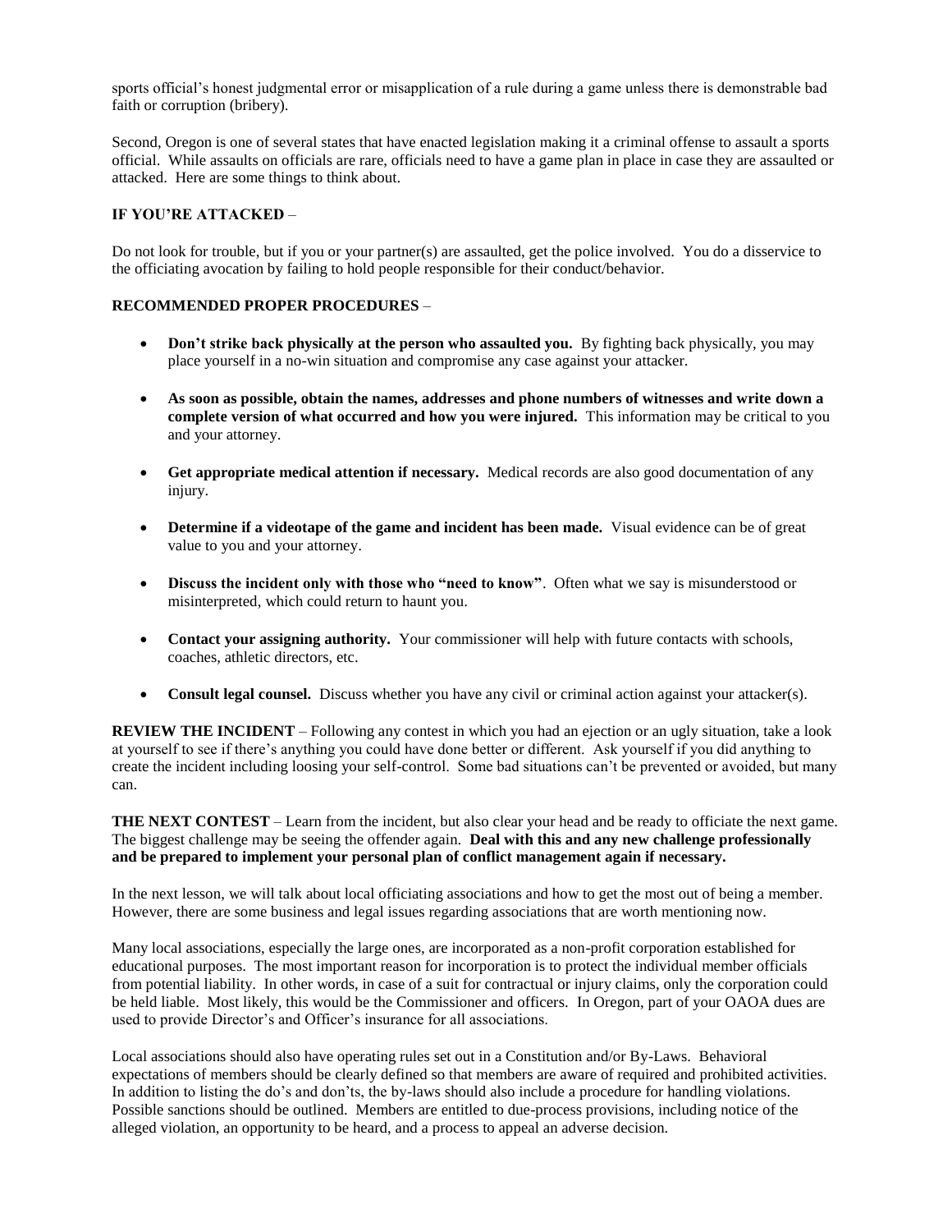sports official's honest judgmental error or misapplication of a rule during a game unless there is demonstrable bad faith or corruption (bribery).

Second, Oregon is one of several states that have enacted legislation making it a criminal offense to assault a sports official. While assaults on officials are rare, officials need to have a game plan in place in case they are assaulted or attacked. Here are some things to think about.

**IF YOU'RE ATTACKED** –

Do not look for trouble, but if you or your partner(s) are assaulted, get the police involved. You do a disservice to the officiating avocation by failing to hold people responsible for their conduct/behavior.

**RECOMMENDED PROPER PROCEDURES** –

- **Don't strike back physically at the person who assaulted you.** By fighting back physically, you may place yourself in a no-win situation and compromise any case against your attacker.
- **As soon as possible, obtain the names, addresses and phone numbers of witnesses and write down a complete version of what occurred and how you were injured.** This information may be critical to you and your attorney.
- **Get appropriate medical attention if necessary.** Medical records are also good documentation of any injury.
- **Determine if a videotape of the game and incident has been made.** Visual evidence can be of great value to you and your attorney.
- **Discuss the incident only with those who "need to know"**. Often what we say is misunderstood or misinterpreted, which could return to haunt you.
- **Contact your assigning authority.** Your commissioner will help with future contacts with schools, coaches, athletic directors, etc.
- **Consult legal counsel.** Discuss whether you have any civil or criminal action against your attacker(s).

**REVIEW THE INCIDENT** – Following any contest in which you had an ejection or an ugly situation, take a look at yourself to see if there's anything you could have done better or different. Ask yourself if you did anything to create the incident including loosing your self-control. Some bad situations can't be prevented or avoided, but many can.

**THE NEXT CONTEST** – Learn from the incident, but also clear your head and be ready to officiate the next game. The biggest challenge may be seeing the offender again. **Deal with this and any new challenge professionally and be prepared to implement your personal plan of conflict management again if necessary.**

In the next lesson, we will talk about local officiating associations and how to get the most out of being a member. However, there are some business and legal issues regarding associations that are worth mentioning now.

Many local associations, especially the large ones, are incorporated as a non-profit corporation established for educational purposes. The most important reason for incorporation is to protect the individual member officials from potential liability. In other words, in case of a suit for contractual or injury claims, only the corporation could be held liable. Most likely, this would be the Commissioner and officers. In Oregon, part of your OAOA dues are used to provide Director's and Officer's insurance for all associations.

Local associations should also have operating rules set out in a Constitution and/or By-Laws. Behavioral expectations of members should be clearly defined so that members are aware of required and prohibited activities. In addition to listing the do's and don'ts, the by-laws should also include a procedure for handling violations. Possible sanctions should be outlined. Members are entitled to due-process provisions, including notice of the alleged violation, an opportunity to be heard, and a process to appeal an adverse decision.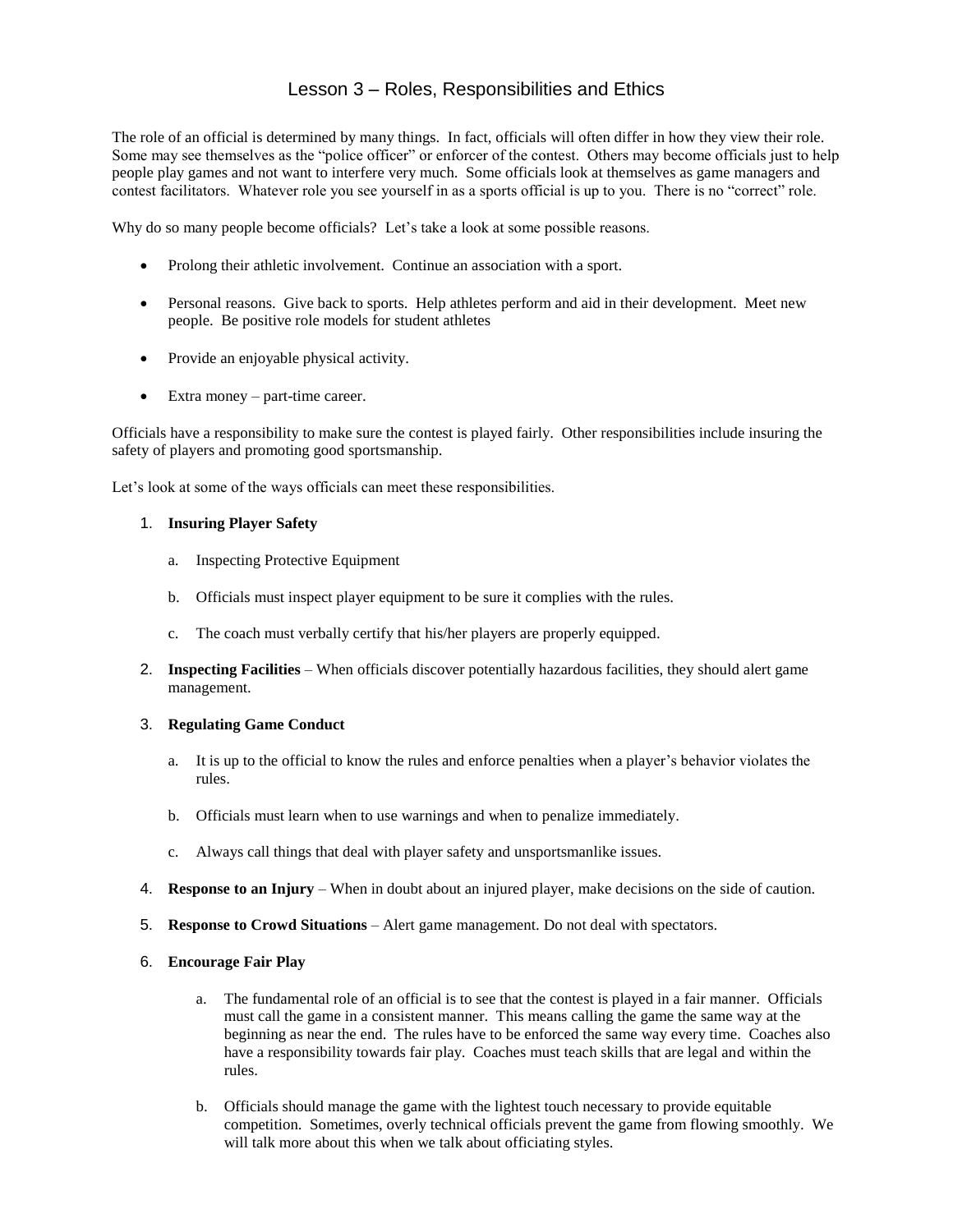# Lesson 3 – Roles, Responsibilities and Ethics

The role of an official is determined by many things. In fact, officials will often differ in how they view their role. Some may see themselves as the "police officer" or enforcer of the contest. Others may become officials just to help people play games and not want to interfere very much. Some officials look at themselves as game managers and contest facilitators. Whatever role you see yourself in as a sports official is up to you. There is no "correct" role.

Why do so many people become officials? Let's take a look at some possible reasons.

- Prolong their athletic involvement. Continue an association with a sport.
- Personal reasons. Give back to sports. Help athletes perform and aid in their development. Meet new people. Be positive role models for student athletes
- Provide an enjoyable physical activity.
- Extra money – part-time career.

Officials have a responsibility to make sure the contest is played fairly. Other responsibilities include insuring the safety of players and promoting good sportsmanship.

Let's look at some of the ways officials can meet these responsibilities.

1. **Insuring Player Safety**
   a. Inspecting Protective Equipment
   b. Officials must inspect player equipment to be sure it complies with the rules.
   c. The coach must verbally certify that his/her players are properly equipped.
2. **Inspecting Facilities** – When officials discover potentially hazardous facilities, they should alert game management.
3. **Regulating Game Conduct**
   a. It is up to the official to know the rules and enforce penalties when a player's behavior violates the rules.
   b. Officials must learn when to use warnings and when to penalize immediately.
   c. Always call things that deal with player safety and unsportsmanlike issues.
4. **Response to an Injury** – When in doubt about an injured player, make decisions on the side of caution.
5. **Response to Crowd Situations** – Alert game management. Do not deal with spectators.
6. **Encourage Fair Play**
   a. The fundamental role of an official is to see that the contest is played in a fair manner. Officials must call the game in a consistent manner. This means calling the game the same way at the beginning as near the end. The rules have to be enforced the same way every time. Coaches also have a responsibility towards fair play. Coaches must teach skills that are legal and within the rules.
   b. Officials should manage the game with the lightest touch necessary to provide equitable competition. Sometimes, overly technical officials prevent the game from flowing smoothly. We will talk more about this when we talk about officiating styles.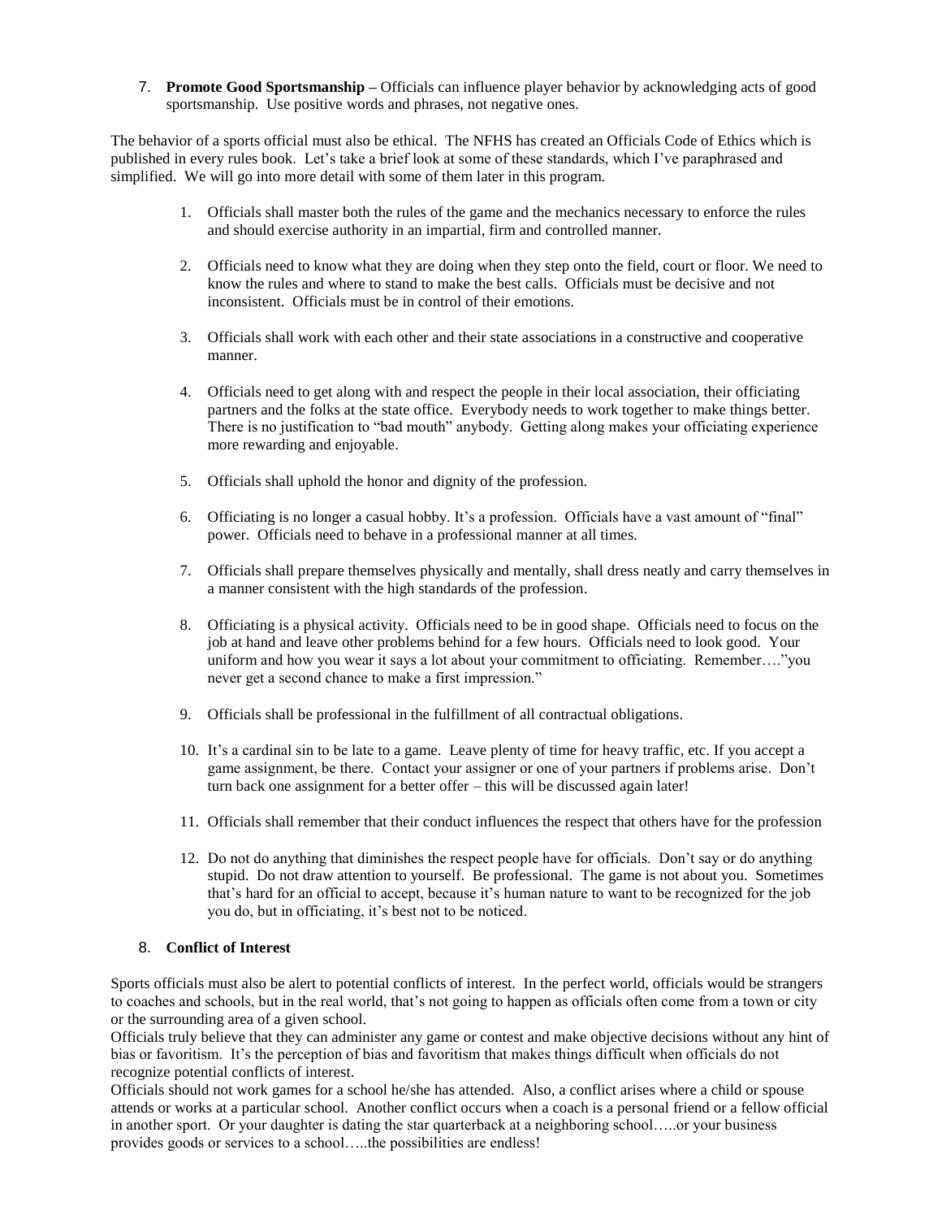7. **Promote Good Sportsmanship –** Officials can influence player behavior by acknowledging acts of good sportsmanship. Use positive words and phrases, not negative ones.

The behavior of a sports official must also be ethical. The NFHS has created an Officials Code of Ethics which is published in every rules book. Let's take a brief look at some of these standards, which I've paraphrased and simplified. We will go into more detail with some of them later in this program.

1. Officials shall master both the rules of the game and the mechanics necessary to enforce the rules and should exercise authority in an impartial, firm and controlled manner.

2. Officials need to know what they are doing when they step onto the field, court or floor. We need to know the rules and where to stand to make the best calls. Officials must be decisive and not inconsistent. Officials must be in control of their emotions.

3. Officials shall work with each other and their state associations in a constructive and cooperative manner.

4. Officials need to get along with and respect the people in their local association, their officiating partners and the folks at the state office. Everybody needs to work together to make things better. There is no justification to "bad mouth" anybody. Getting along makes your officiating experience more rewarding and enjoyable.

5. Officials shall uphold the honor and dignity of the profession.

6. Officiating is no longer a casual hobby. It's a profession. Officials have a vast amount of "final" power. Officials need to behave in a professional manner at all times.

7. Officials shall prepare themselves physically and mentally, shall dress neatly and carry themselves in a manner consistent with the high standards of the profession.

8. Officiating is a physical activity. Officials need to be in good shape. Officials need to focus on the job at hand and leave other problems behind for a few hours. Officials need to look good. Your uniform and how you wear it says a lot about your commitment to officiating. Remember…."you never get a second chance to make a first impression."

9. Officials shall be professional in the fulfillment of all contractual obligations.

10. It's a cardinal sin to be late to a game. Leave plenty of time for heavy traffic, etc. If you accept a game assignment, be there. Contact your assigner or one of your partners if problems arise. Don't turn back one assignment for a better offer – this will be discussed again later!

11. Officials shall remember that their conduct influences the respect that others have for the profession

12. Do not do anything that diminishes the respect people have for officials. Don't say or do anything stupid. Do not draw attention to yourself. Be professional. The game is not about you. Sometimes that's hard for an official to accept, because it's human nature to want to be recognized for the job you do, but in officiating, it's best not to be noticed.

8. **Conflict of Interest**

Sports officials must also be alert to potential conflicts of interest. In the perfect world, officials would be strangers to coaches and schools, but in the real world, that's not going to happen as officials often come from a town or city or the surrounding area of a given school.

Officials truly believe that they can administer any game or contest and make objective decisions without any hint of bias or favoritism. It's the perception of bias and favoritism that makes things difficult when officials do not recognize potential conflicts of interest.

Officials should not work games for a school he/she has attended. Also, a conflict arises where a child or spouse attends or works at a particular school. Another conflict occurs when a coach is a personal friend or a fellow official in another sport. Or your daughter is dating the star quarterback at a neighboring school…..or your business provides goods or services to a school…..the possibilities are endless!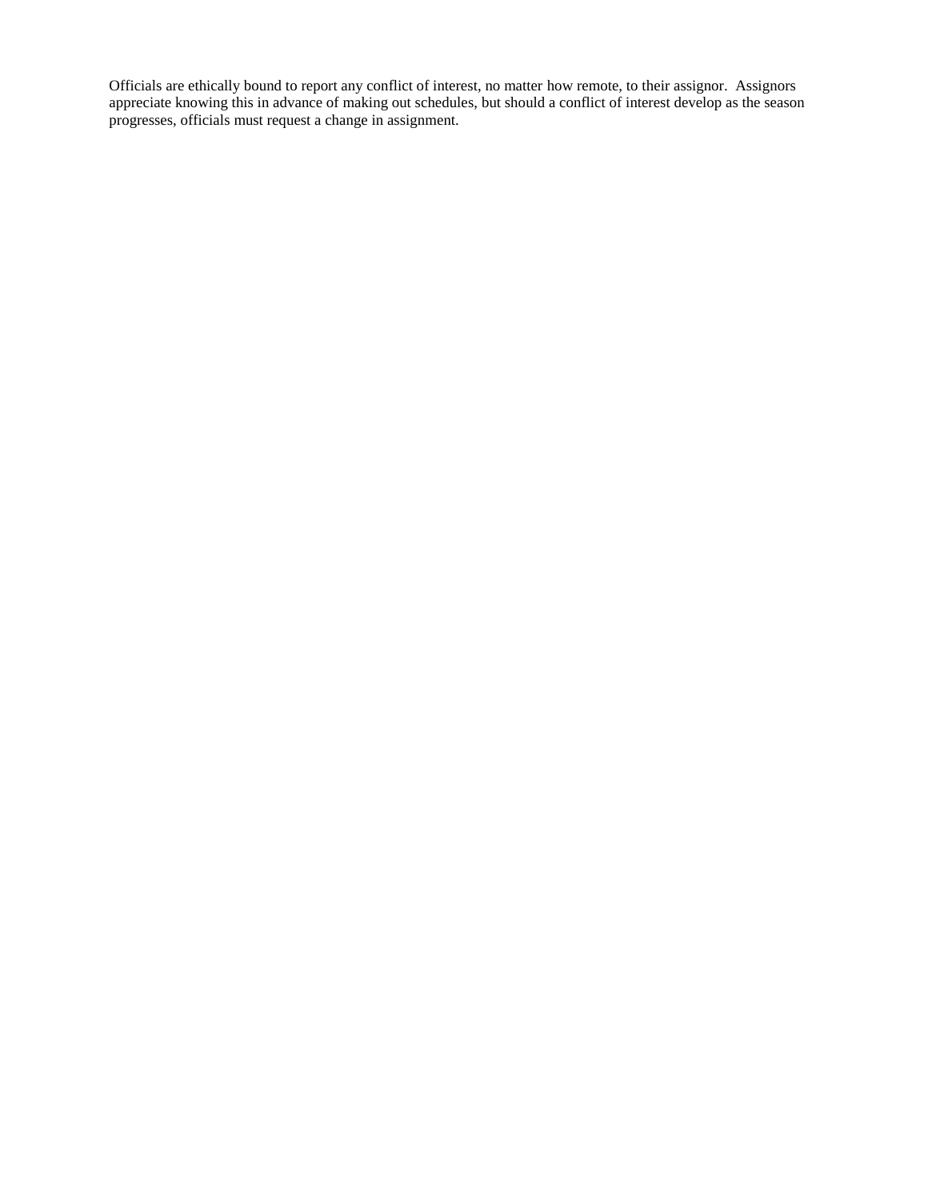Officials are ethically bound to report any conflict of interest, no matter how remote, to their assignor. Assignors appreciate knowing this in advance of making out schedules, but should a conflict of interest develop as the season progresses, officials must request a change in assignment.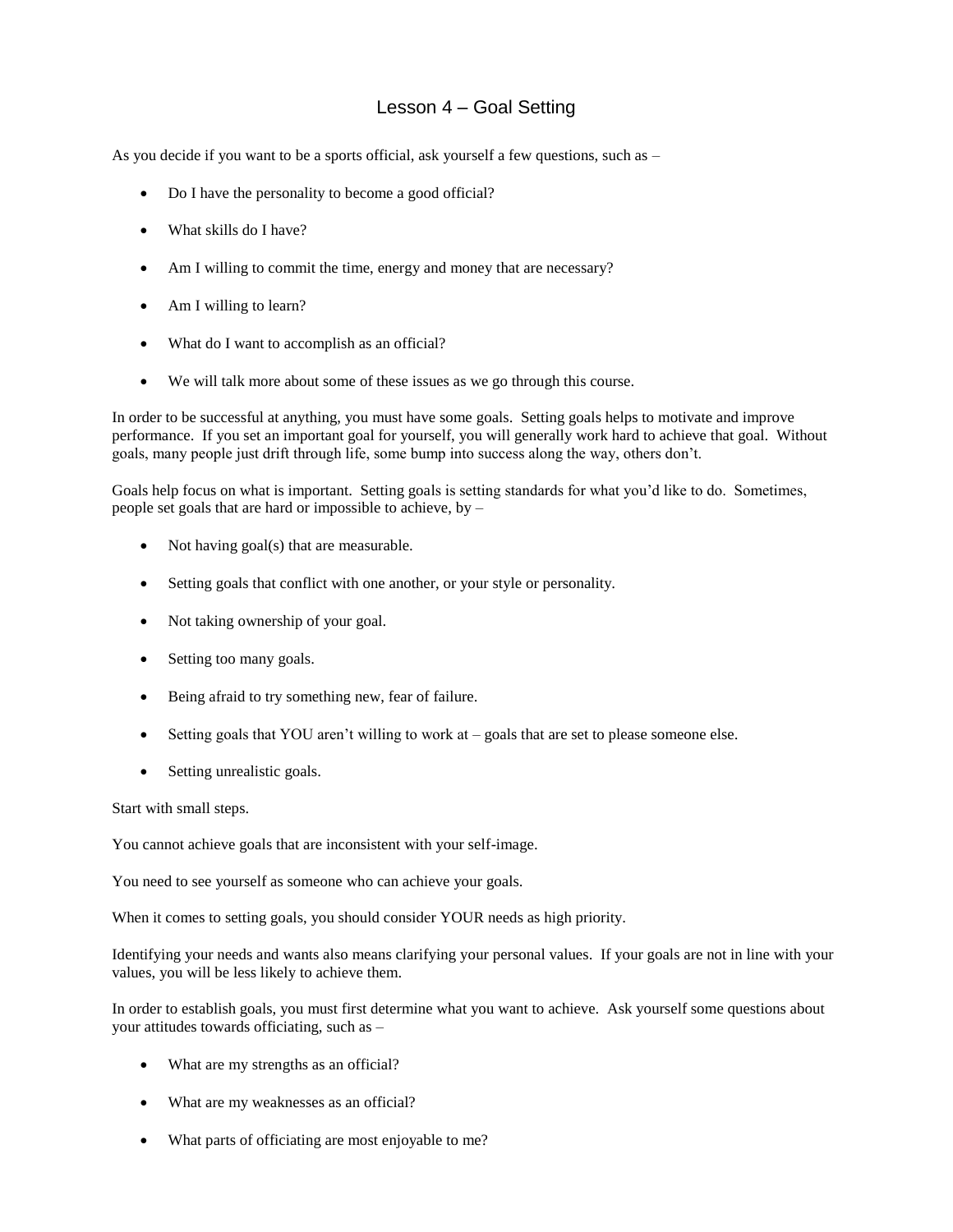# Lesson 4 – Goal Setting

As you decide if you want to be a sports official, ask yourself a few questions, such as –

- Do I have the personality to become a good official?
- What skills do I have?
- Am I willing to commit the time, energy and money that are necessary?
- Am I willing to learn?
- What do I want to accomplish as an official?
- We will talk more about some of these issues as we go through this course.

In order to be successful at anything, you must have some goals. Setting goals helps to motivate and improve performance. If you set an important goal for yourself, you will generally work hard to achieve that goal. Without goals, many people just drift through life, some bump into success along the way, others don't.

Goals help focus on what is important. Setting goals is setting standards for what you'd like to do. Sometimes, people set goals that are hard or impossible to achieve, by –

- Not having goal(s) that are measurable.
- Setting goals that conflict with one another, or your style or personality.
- Not taking ownership of your goal.
- Setting too many goals.
- Being afraid to try something new, fear of failure.
- Setting goals that YOU aren't willing to work at – goals that are set to please someone else.
- Setting unrealistic goals.

Start with small steps.

You cannot achieve goals that are inconsistent with your self-image.

You need to see yourself as someone who can achieve your goals.

When it comes to setting goals, you should consider YOUR needs as high priority.

Identifying your needs and wants also means clarifying your personal values. If your goals are not in line with your values, you will be less likely to achieve them.

In order to establish goals, you must first determine what you want to achieve. Ask yourself some questions about your attitudes towards officiating, such as –

- What are my strengths as an official?
- What are my weaknesses as an official?
- What parts of officiating are most enjoyable to me?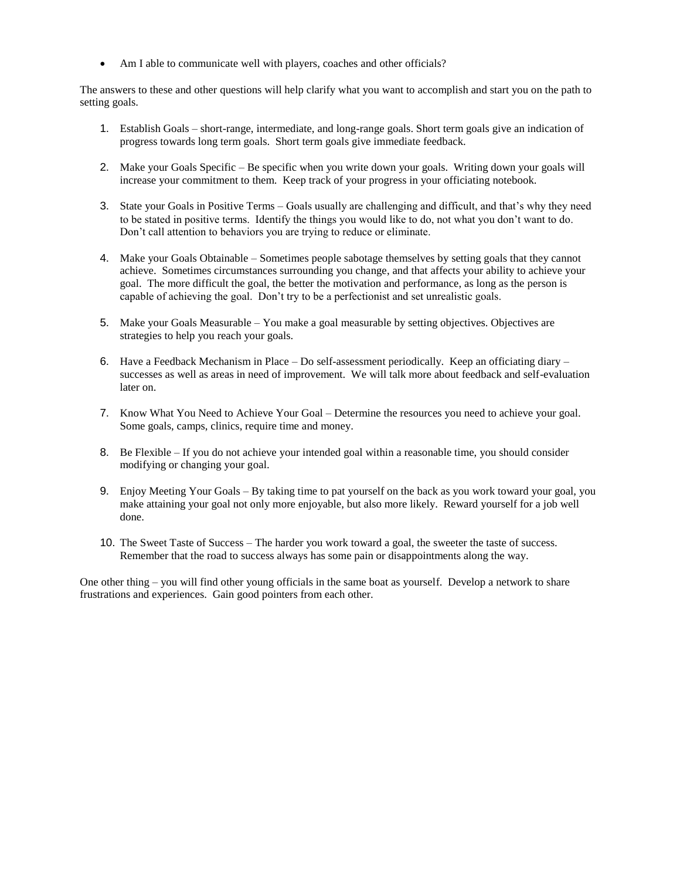- Am I able to communicate well with players, coaches and other officials?

The answers to these and other questions will help clarify what you want to accomplish and start you on the path to setting goals.

1. Establish Goals – short-range, intermediate, and long-range goals. Short term goals give an indication of progress towards long term goals. Short term goals give immediate feedback.

2. Make your Goals Specific – Be specific when you write down your goals. Writing down your goals will increase your commitment to them. Keep track of your progress in your officiating notebook.

3. State your Goals in Positive Terms – Goals usually are challenging and difficult, and that's why they need to be stated in positive terms. Identify the things you would like to do, not what you don't want to do. Don't call attention to behaviors you are trying to reduce or eliminate.

4. Make your Goals Obtainable – Sometimes people sabotage themselves by setting goals that they cannot achieve. Sometimes circumstances surrounding you change, and that affects your ability to achieve your goal. The more difficult the goal, the better the motivation and performance, as long as the person is capable of achieving the goal. Don't try to be a perfectionist and set unrealistic goals.

5. Make your Goals Measurable – You make a goal measurable by setting objectives. Objectives are strategies to help you reach your goals.

6. Have a Feedback Mechanism in Place – Do self-assessment periodically. Keep an officiating diary – successes as well as areas in need of improvement. We will talk more about feedback and self-evaluation later on.

7. Know What You Need to Achieve Your Goal – Determine the resources you need to achieve your goal. Some goals, camps, clinics, require time and money.

8. Be Flexible – If you do not achieve your intended goal within a reasonable time, you should consider modifying or changing your goal.

9. Enjoy Meeting Your Goals – By taking time to pat yourself on the back as you work toward your goal, you make attaining your goal not only more enjoyable, but also more likely. Reward yourself for a job well done.

10. The Sweet Taste of Success – The harder you work toward a goal, the sweeter the taste of success. Remember that the road to success always has some pain or disappointments along the way.

One other thing – you will find other young officials in the same boat as yourself. Develop a network to share frustrations and experiences. Gain good pointers from each other.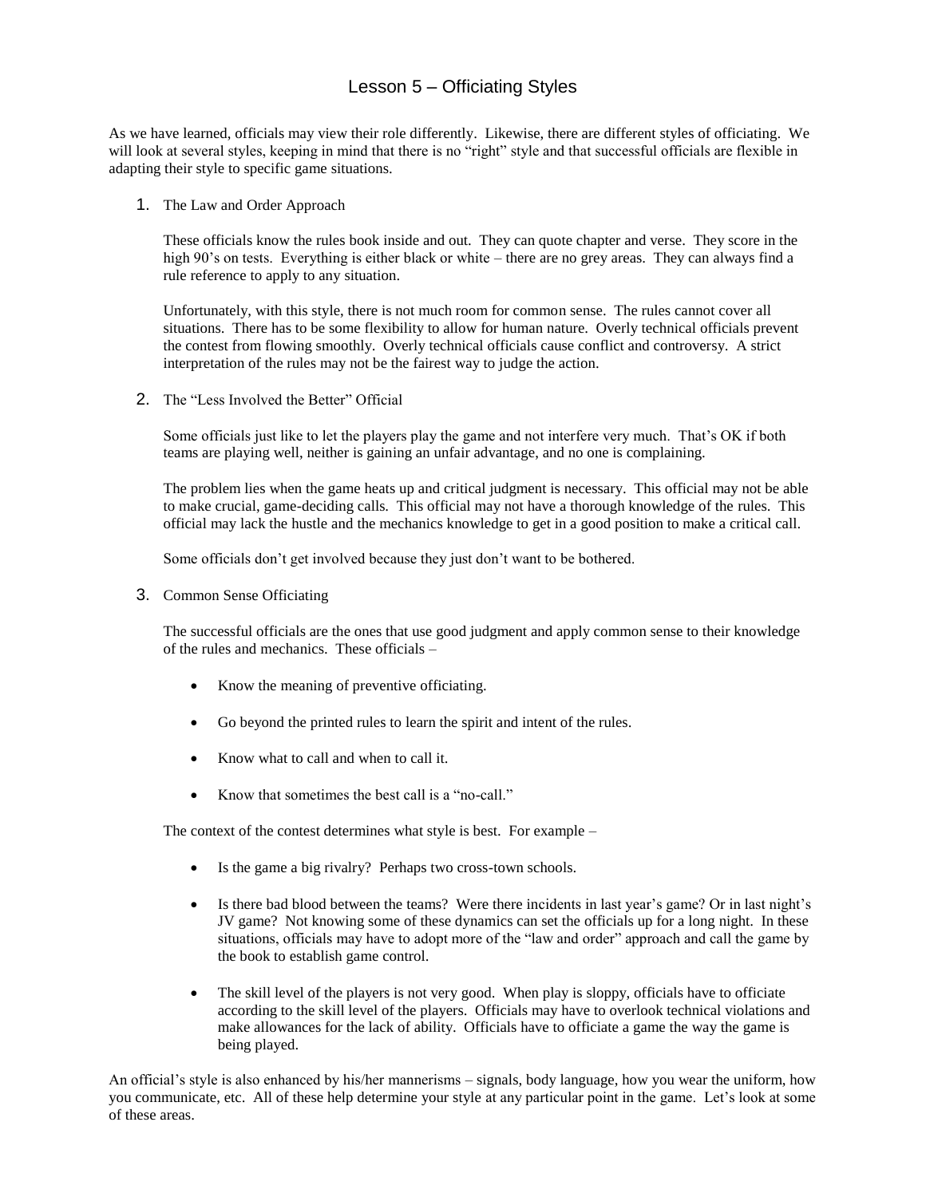# Lesson 5 – Officiating Styles

As we have learned, officials may view their role differently. Likewise, there are different styles of officiating. We will look at several styles, keeping in mind that there is no "right" style and that successful officials are flexible in adapting their style to specific game situations.

1. The Law and Order Approach

   These officials know the rules book inside and out. They can quote chapter and verse. They score in the high 90's on tests. Everything is either black or white – there are no grey areas. They can always find a rule reference to apply to any situation.

   Unfortunately, with this style, there is not much room for common sense. The rules cannot cover all situations. There has to be some flexibility to allow for human nature. Overly technical officials prevent the contest from flowing smoothly. Overly technical officials cause conflict and controversy. A strict interpretation of the rules may not be the fairest way to judge the action.

2. The "Less Involved the Better" Official

   Some officials just like to let the players play the game and not interfere very much. That's OK if both teams are playing well, neither is gaining an unfair advantage, and no one is complaining.

   The problem lies when the game heats up and critical judgment is necessary. This official may not be able to make crucial, game-deciding calls. This official may not have a thorough knowledge of the rules. This official may lack the hustle and the mechanics knowledge to get in a good position to make a critical call.

   Some officials don't get involved because they just don't want to be bothered.

3. Common Sense Officiating

   The successful officials are the ones that use good judgment and apply common sense to their knowledge of the rules and mechanics. These officials –

   - Know the meaning of preventive officiating.
   - Go beyond the printed rules to learn the spirit and intent of the rules.
   - Know what to call and when to call it.
   - Know that sometimes the best call is a "no-call."

   The context of the contest determines what style is best. For example –

   - Is the game a big rivalry? Perhaps two cross-town schools.
   - Is there bad blood between the teams? Were there incidents in last year's game? Or in last night's JV game? Not knowing some of these dynamics can set the officials up for a long night. In these situations, officials may have to adopt more of the "law and order" approach and call the game by the book to establish game control.
   - The skill level of the players is not very good. When play is sloppy, officials have to officiate according to the skill level of the players. Officials may have to overlook technical violations and make allowances for the lack of ability. Officials have to officiate a game the way the game is being played.

An official's style is also enhanced by his/her mannerisms – signals, body language, how you wear the uniform, how you communicate, etc. All of these help determine your style at any particular point in the game. Let's look at some of these areas.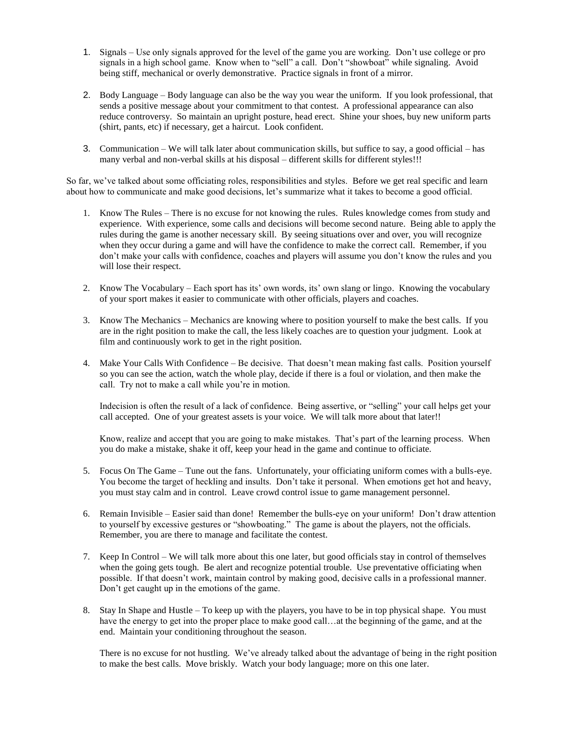1. Signals – Use only signals approved for the level of the game you are working. Don't use college or pro signals in a high school game. Know when to "sell" a call. Don't "showboat" while signaling. Avoid being stiff, mechanical or overly demonstrative. Practice signals in front of a mirror.

2. Body Language – Body language can also be the way you wear the uniform. If you look professional, that sends a positive message about your commitment to that contest. A professional appearance can also reduce controversy. So maintain an upright posture, head erect. Shine your shoes, buy new uniform parts (shirt, pants, etc) if necessary, get a haircut. Look confident.

3. Communication – We will talk later about communication skills, but suffice to say, a good official – has many verbal and non-verbal skills at his disposal – different skills for different styles!!!

So far, we've talked about some officiating roles, responsibilities and styles. Before we get real specific and learn about how to communicate and make good decisions, let's summarize what it takes to become a good official.

1. Know The Rules – There is no excuse for not knowing the rules. Rules knowledge comes from study and experience. With experience, some calls and decisions will become second nature. Being able to apply the rules during the game is another necessary skill. By seeing situations over and over, you will recognize when they occur during a game and will have the confidence to make the correct call. Remember, if you don't make your calls with confidence, coaches and players will assume you don't know the rules and you will lose their respect.

2. Know The Vocabulary – Each sport has its' own words, its' own slang or lingo. Knowing the vocabulary of your sport makes it easier to communicate with other officials, players and coaches.

3. Know The Mechanics – Mechanics are knowing where to position yourself to make the best calls. If you are in the right position to make the call, the less likely coaches are to question your judgment. Look at film and continuously work to get in the right position.

4. Make Your Calls With Confidence – Be decisive. That doesn't mean making fast calls. Position yourself so you can see the action, watch the whole play, decide if there is a foul or violation, and then make the call. Try not to make a call while you're in motion.

   Indecision is often the result of a lack of confidence. Being assertive, or "selling" your call helps get your call accepted. One of your greatest assets is your voice. We will talk more about that later!!

   Know, realize and accept that you are going to make mistakes. That's part of the learning process. When you do make a mistake, shake it off, keep your head in the game and continue to officiate.

5. Focus On The Game – Tune out the fans. Unfortunately, your officiating uniform comes with a bulls-eye. You become the target of heckling and insults. Don't take it personal. When emotions get hot and heavy, you must stay calm and in control. Leave crowd control issue to game management personnel.

6. Remain Invisible – Easier said than done! Remember the bulls-eye on your uniform! Don't draw attention to yourself by excessive gestures or "showboating." The game is about the players, not the officials. Remember, you are there to manage and facilitate the contest.

7. Keep In Control – We will talk more about this one later, but good officials stay in control of themselves when the going gets tough. Be alert and recognize potential trouble. Use preventative officiating when possible. If that doesn't work, maintain control by making good, decisive calls in a professional manner. Don't get caught up in the emotions of the game.

8. Stay In Shape and Hustle – To keep up with the players, you have to be in top physical shape. You must have the energy to get into the proper place to make good call…at the beginning of the game, and at the end. Maintain your conditioning throughout the season.

   There is no excuse for not hustling. We've already talked about the advantage of being in the right position to make the best calls. Move briskly. Watch your body language; more on this one later.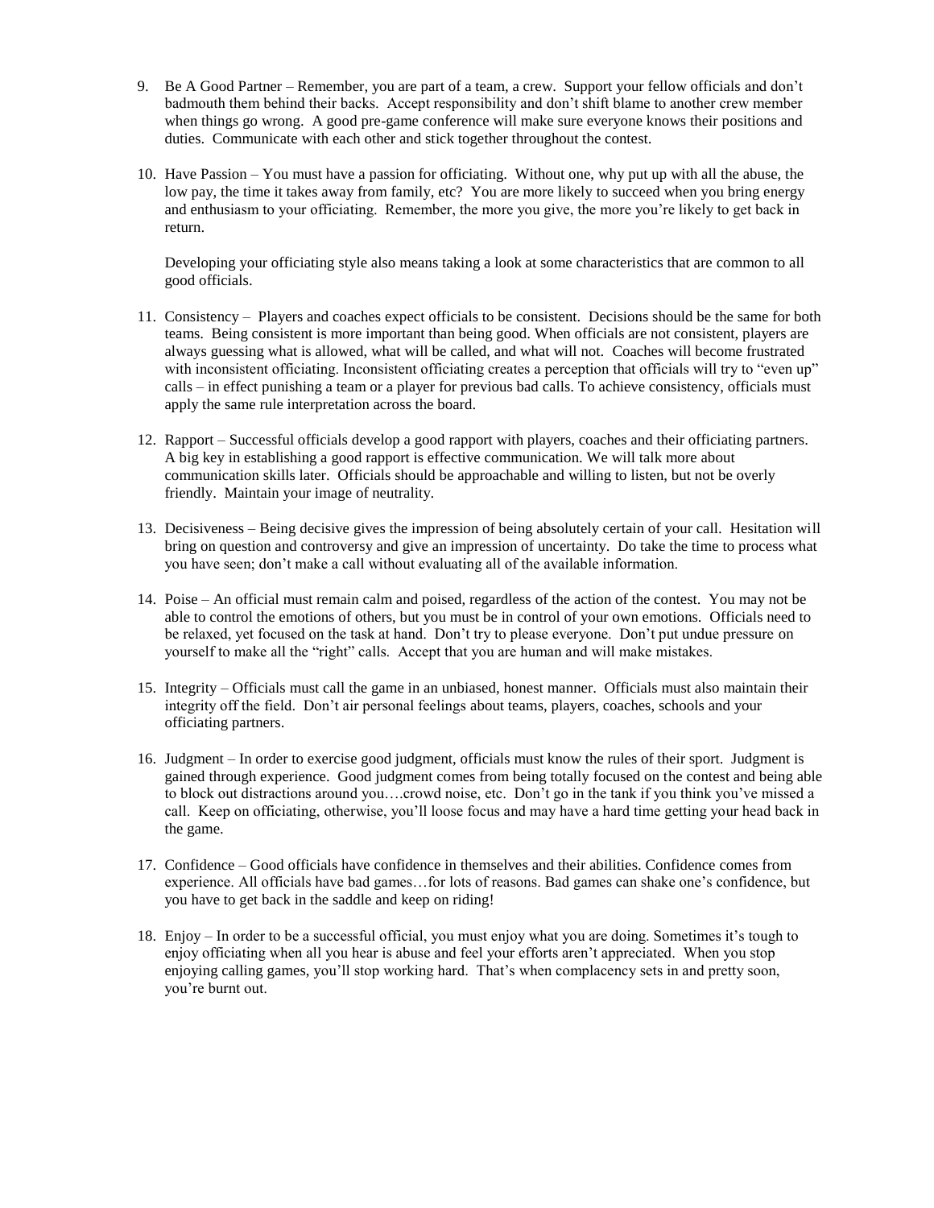9. Be A Good Partner – Remember, you are part of a team, a crew. Support your fellow officials and don't badmouth them behind their backs. Accept responsibility and don't shift blame to another crew member when things go wrong. A good pre-game conference will make sure everyone knows their positions and duties. Communicate with each other and stick together throughout the contest.

10. Have Passion – You must have a passion for officiating. Without one, why put up with all the abuse, the low pay, the time it takes away from family, etc? You are more likely to succeed when you bring energy and enthusiasm to your officiating. Remember, the more you give, the more you're likely to get back in return.

    Developing your officiating style also means taking a look at some characteristics that are common to all good officials.

11. Consistency – Players and coaches expect officials to be consistent. Decisions should be the same for both teams. Being consistent is more important than being good. When officials are not consistent, players are always guessing what is allowed, what will be called, and what will not. Coaches will become frustrated with inconsistent officiating. Inconsistent officiating creates a perception that officials will try to "even up" calls – in effect punishing a team or a player for previous bad calls. To achieve consistency, officials must apply the same rule interpretation across the board.

12. Rapport – Successful officials develop a good rapport with players, coaches and their officiating partners. A big key in establishing a good rapport is effective communication. We will talk more about communication skills later. Officials should be approachable and willing to listen, but not be overly friendly. Maintain your image of neutrality.

13. Decisiveness – Being decisive gives the impression of being absolutely certain of your call. Hesitation will bring on question and controversy and give an impression of uncertainty. Do take the time to process what you have seen; don't make a call without evaluating all of the available information.

14. Poise – An official must remain calm and poised, regardless of the action of the contest. You may not be able to control the emotions of others, but you must be in control of your own emotions. Officials need to be relaxed, yet focused on the task at hand. Don't try to please everyone. Don't put undue pressure on yourself to make all the "right" calls. Accept that you are human and will make mistakes.

15. Integrity – Officials must call the game in an unbiased, honest manner. Officials must also maintain their integrity off the field. Don't air personal feelings about teams, players, coaches, schools and your officiating partners.

16. Judgment – In order to exercise good judgment, officials must know the rules of their sport. Judgment is gained through experience. Good judgment comes from being totally focused on the contest and being able to block out distractions around you….crowd noise, etc. Don't go in the tank if you think you've missed a call. Keep on officiating, otherwise, you'll loose focus and may have a hard time getting your head back in the game.

17. Confidence – Good officials have confidence in themselves and their abilities. Confidence comes from experience. All officials have bad games…for lots of reasons. Bad games can shake one's confidence, but you have to get back in the saddle and keep on riding!

18. Enjoy – In order to be a successful official, you must enjoy what you are doing. Sometimes it's tough to enjoy officiating when all you hear is abuse and feel your efforts aren't appreciated. When you stop enjoying calling games, you'll stop working hard. That's when complacency sets in and pretty soon, you're burnt out.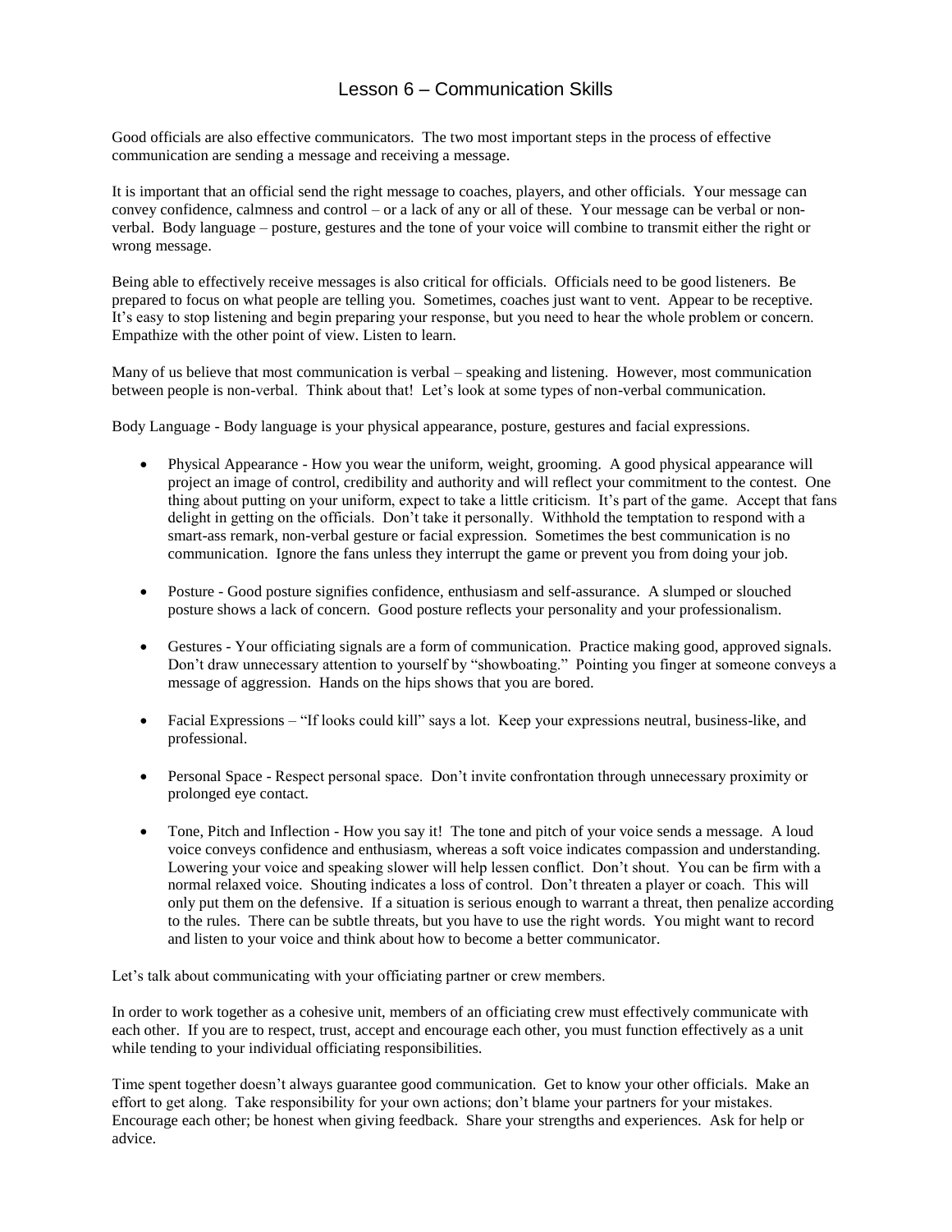# Lesson 6 – Communication Skills

Good officials are also effective communicators. The two most important steps in the process of effective communication are sending a message and receiving a message.

It is important that an official send the right message to coaches, players, and other officials. Your message can convey confidence, calmness and control – or a lack of any or all of these. Your message can be verbal or non-verbal. Body language – posture, gestures and the tone of your voice will combine to transmit either the right or wrong message.

Being able to effectively receive messages is also critical for officials. Officials need to be good listeners. Be prepared to focus on what people are telling you. Sometimes, coaches just want to vent. Appear to be receptive. It's easy to stop listening and begin preparing your response, but you need to hear the whole problem or concern. Empathize with the other point of view. Listen to learn.

Many of us believe that most communication is verbal – speaking and listening. However, most communication between people is non-verbal. Think about that! Let's look at some types of non-verbal communication.

Body Language - Body language is your physical appearance, posture, gestures and facial expressions.

- Physical Appearance - How you wear the uniform, weight, grooming. A good physical appearance will project an image of control, credibility and authority and will reflect your commitment to the contest. One thing about putting on your uniform, expect to take a little criticism. It's part of the game. Accept that fans delight in getting on the officials. Don't take it personally. Withhold the temptation to respond with a smart-ass remark, non-verbal gesture or facial expression. Sometimes the best communication is no communication. Ignore the fans unless they interrupt the game or prevent you from doing your job.

- Posture - Good posture signifies confidence, enthusiasm and self-assurance. A slumped or slouched posture shows a lack of concern. Good posture reflects your personality and your professionalism.

- Gestures - Your officiating signals are a form of communication. Practice making good, approved signals. Don't draw unnecessary attention to yourself by "showboating." Pointing you finger at someone conveys a message of aggression. Hands on the hips shows that you are bored.

- Facial Expressions – "If looks could kill" says a lot. Keep your expressions neutral, business-like, and professional.

- Personal Space - Respect personal space. Don't invite confrontation through unnecessary proximity or prolonged eye contact.

- Tone, Pitch and Inflection - How you say it! The tone and pitch of your voice sends a message. A loud voice conveys confidence and enthusiasm, whereas a soft voice indicates compassion and understanding. Lowering your voice and speaking slower will help lessen conflict. Don't shout. You can be firm with a normal relaxed voice. Shouting indicates a loss of control. Don't threaten a player or coach. This will only put them on the defensive. If a situation is serious enough to warrant a threat, then penalize according to the rules. There can be subtle threats, but you have to use the right words. You might want to record and listen to your voice and think about how to become a better communicator.

Let's talk about communicating with your officiating partner or crew members.

In order to work together as a cohesive unit, members of an officiating crew must effectively communicate with each other. If you are to respect, trust, accept and encourage each other, you must function effectively as a unit while tending to your individual officiating responsibilities.

Time spent together doesn't always guarantee good communication. Get to know your other officials. Make an effort to get along. Take responsibility for your own actions; don't blame your partners for your mistakes. Encourage each other; be honest when giving feedback. Share your strengths and experiences. Ask for help or advice.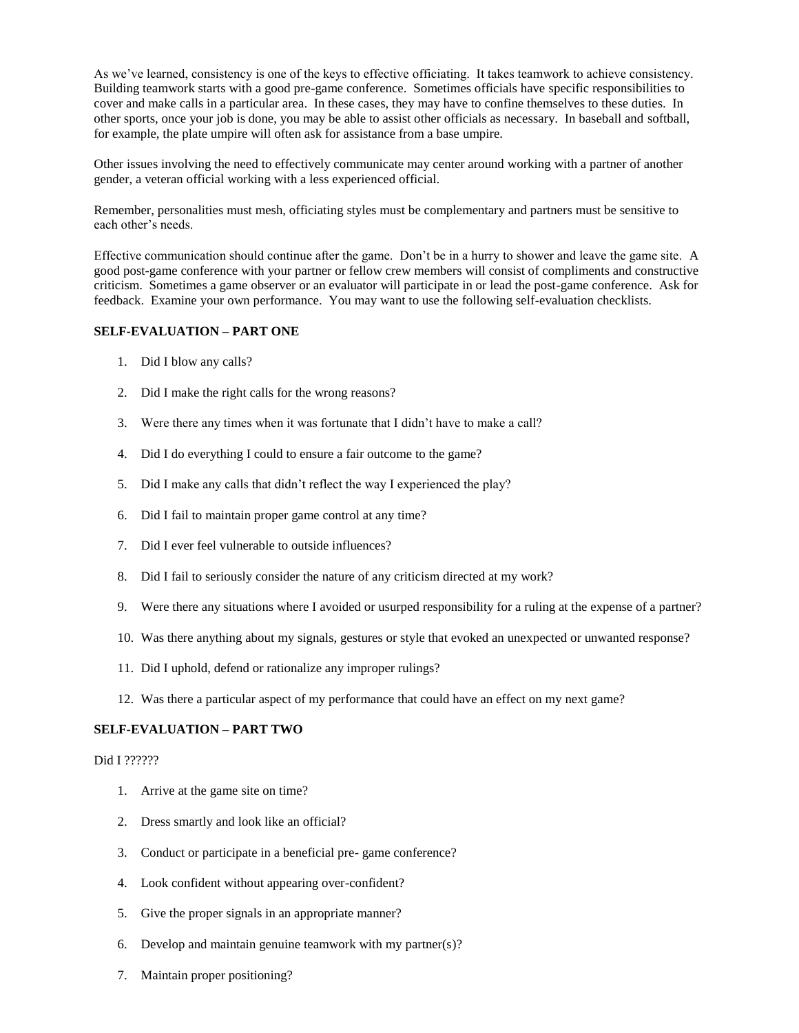As we've learned, consistency is one of the keys to effective officiating. It takes teamwork to achieve consistency. Building teamwork starts with a good pre-game conference. Sometimes officials have specific responsibilities to cover and make calls in a particular area. In these cases, they may have to confine themselves to these duties. In other sports, once your job is done, you may be able to assist other officials as necessary. In baseball and softball, for example, the plate umpire will often ask for assistance from a base umpire.

Other issues involving the need to effectively communicate may center around working with a partner of another gender, a veteran official working with a less experienced official.

Remember, personalities must mesh, officiating styles must be complementary and partners must be sensitive to each other's needs.

Effective communication should continue after the game. Don't be in a hurry to shower and leave the game site. A good post-game conference with your partner or fellow crew members will consist of compliments and constructive criticism. Sometimes a game observer or an evaluator will participate in or lead the post-game conference. Ask for feedback. Examine your own performance. You may want to use the following self-evaluation checklists.

**SELF-EVALUATION – PART ONE**

1. Did I blow any calls?
2. Did I make the right calls for the wrong reasons?
3. Were there any times when it was fortunate that I didn't have to make a call?
4. Did I do everything I could to ensure a fair outcome to the game?
5. Did I make any calls that didn't reflect the way I experienced the play?
6. Did I fail to maintain proper game control at any time?
7. Did I ever feel vulnerable to outside influences?
8. Did I fail to seriously consider the nature of any criticism directed at my work?
9. Were there any situations where I avoided or usurped responsibility for a ruling at the expense of a partner?
10. Was there anything about my signals, gestures or style that evoked an unexpected or unwanted response?
11. Did I uphold, defend or rationalize any improper rulings?
12. Was there a particular aspect of my performance that could have an effect on my next game?

**SELF-EVALUATION – PART TWO**

Did I ??????

1. Arrive at the game site on time?
2. Dress smartly and look like an official?
3. Conduct or participate in a beneficial pre- game conference?
4. Look confident without appearing over-confident?
5. Give the proper signals in an appropriate manner?
6. Develop and maintain genuine teamwork with my partner(s)?
7. Maintain proper positioning?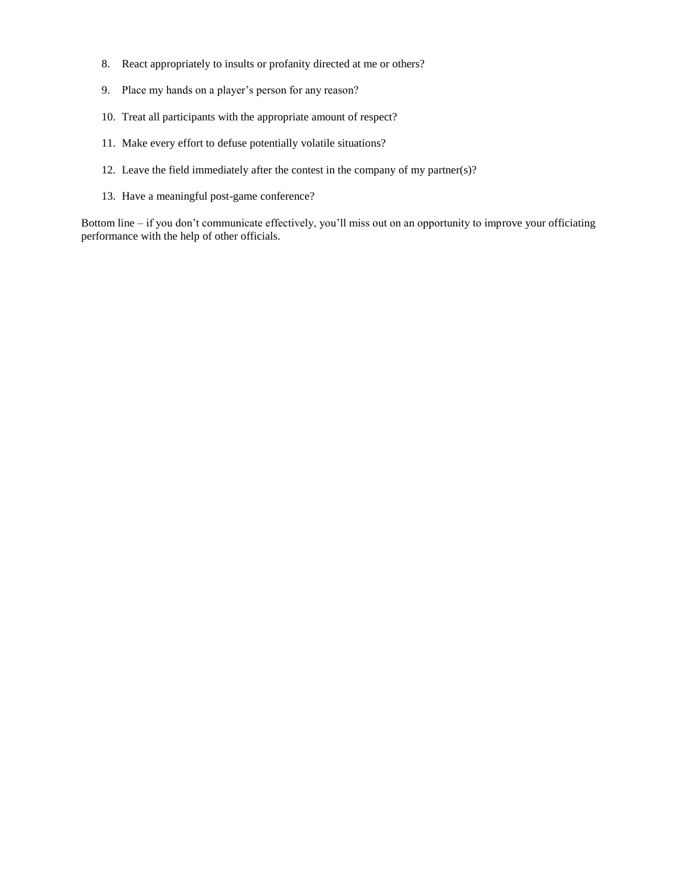8. React appropriately to insults or profanity directed at me or others?

9. Place my hands on a player's person for any reason?

10. Treat all participants with the appropriate amount of respect?

11. Make every effort to defuse potentially volatile situations?

12. Leave the field immediately after the contest in the company of my partner(s)?

13. Have a meaningful post-game conference?

Bottom line – if you don't communicate effectively, you'll miss out on an opportunity to improve your officiating performance with the help of other officials.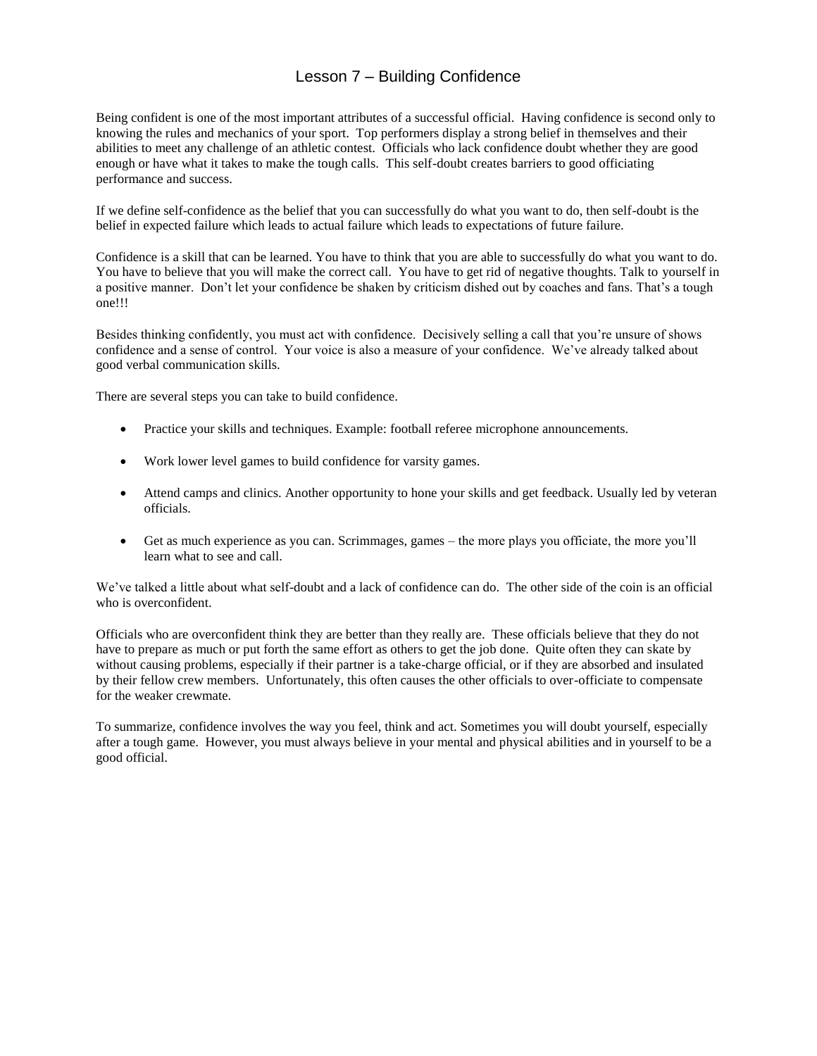# Lesson 7 – Building Confidence

Being confident is one of the most important attributes of a successful official. Having confidence is second only to knowing the rules and mechanics of your sport. Top performers display a strong belief in themselves and their abilities to meet any challenge of an athletic contest. Officials who lack confidence doubt whether they are good enough or have what it takes to make the tough calls. This self-doubt creates barriers to good officiating performance and success.

If we define self-confidence as the belief that you can successfully do what you want to do, then self-doubt is the belief in expected failure which leads to actual failure which leads to expectations of future failure.

Confidence is a skill that can be learned. You have to think that you are able to successfully do what you want to do. You have to believe that you will make the correct call. You have to get rid of negative thoughts. Talk to yourself in a positive manner. Don't let your confidence be shaken by criticism dished out by coaches and fans. That's a tough one!!!

Besides thinking confidently, you must act with confidence. Decisively selling a call that you're unsure of shows confidence and a sense of control. Your voice is also a measure of your confidence. We've already talked about good verbal communication skills.

There are several steps you can take to build confidence.

- Practice your skills and techniques. Example: football referee microphone announcements.
- Work lower level games to build confidence for varsity games.
- Attend camps and clinics. Another opportunity to hone your skills and get feedback. Usually led by veteran officials.
- Get as much experience as you can. Scrimmages, games – the more plays you officiate, the more you'll learn what to see and call.

We've talked a little about what self-doubt and a lack of confidence can do. The other side of the coin is an official who is overconfident.

Officials who are overconfident think they are better than they really are. These officials believe that they do not have to prepare as much or put forth the same effort as others to get the job done. Quite often they can skate by without causing problems, especially if their partner is a take-charge official, or if they are absorbed and insulated by their fellow crew members. Unfortunately, this often causes the other officials to over-officiate to compensate for the weaker crewmate.

To summarize, confidence involves the way you feel, think and act. Sometimes you will doubt yourself, especially after a tough game. However, you must always believe in your mental and physical abilities and in yourself to be a good official.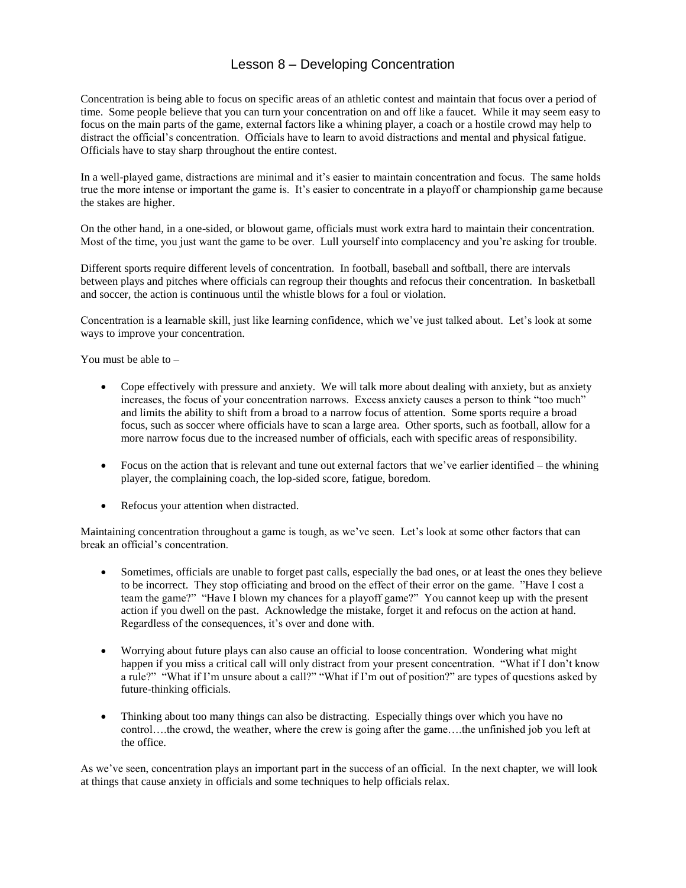# Lesson 8 – Developing Concentration

Concentration is being able to focus on specific areas of an athletic contest and maintain that focus over a period of time. Some people believe that you can turn your concentration on and off like a faucet. While it may seem easy to focus on the main parts of the game, external factors like a whining player, a coach or a hostile crowd may help to distract the official's concentration. Officials have to learn to avoid distractions and mental and physical fatigue. Officials have to stay sharp throughout the entire contest.

In a well-played game, distractions are minimal and it's easier to maintain concentration and focus. The same holds true the more intense or important the game is. It's easier to concentrate in a playoff or championship game because the stakes are higher.

On the other hand, in a one-sided, or blowout game, officials must work extra hard to maintain their concentration. Most of the time, you just want the game to be over. Lull yourself into complacency and you're asking for trouble.

Different sports require different levels of concentration. In football, baseball and softball, there are intervals between plays and pitches where officials can regroup their thoughts and refocus their concentration. In basketball and soccer, the action is continuous until the whistle blows for a foul or violation.

Concentration is a learnable skill, just like learning confidence, which we've just talked about. Let's look at some ways to improve your concentration.

You must be able to –

- Cope effectively with pressure and anxiety. We will talk more about dealing with anxiety, but as anxiety increases, the focus of your concentration narrows. Excess anxiety causes a person to think "too much" and limits the ability to shift from a broad to a narrow focus of attention. Some sports require a broad focus, such as soccer where officials have to scan a large area. Other sports, such as football, allow for a more narrow focus due to the increased number of officials, each with specific areas of responsibility.

- Focus on the action that is relevant and tune out external factors that we've earlier identified – the whining player, the complaining coach, the lop-sided score, fatigue, boredom.

- Refocus your attention when distracted.

Maintaining concentration throughout a game is tough, as we've seen. Let's look at some other factors that can break an official's concentration.

- Sometimes, officials are unable to forget past calls, especially the bad ones, or at least the ones they believe to be incorrect. They stop officiating and brood on the effect of their error on the game. "Have I cost a team the game?" "Have I blown my chances for a playoff game?" You cannot keep up with the present action if you dwell on the past. Acknowledge the mistake, forget it and refocus on the action at hand. Regardless of the consequences, it's over and done with.

- Worrying about future plays can also cause an official to loose concentration. Wondering what might happen if you miss a critical call will only distract from your present concentration. "What if I don't know a rule?" "What if I'm unsure about a call?" "What if I'm out of position?" are types of questions asked by future-thinking officials.

- Thinking about too many things can also be distracting. Especially things over which you have no control….the crowd, the weather, where the crew is going after the game….the unfinished job you left at the office.

As we've seen, concentration plays an important part in the success of an official. In the next chapter, we will look at things that cause anxiety in officials and some techniques to help officials relax.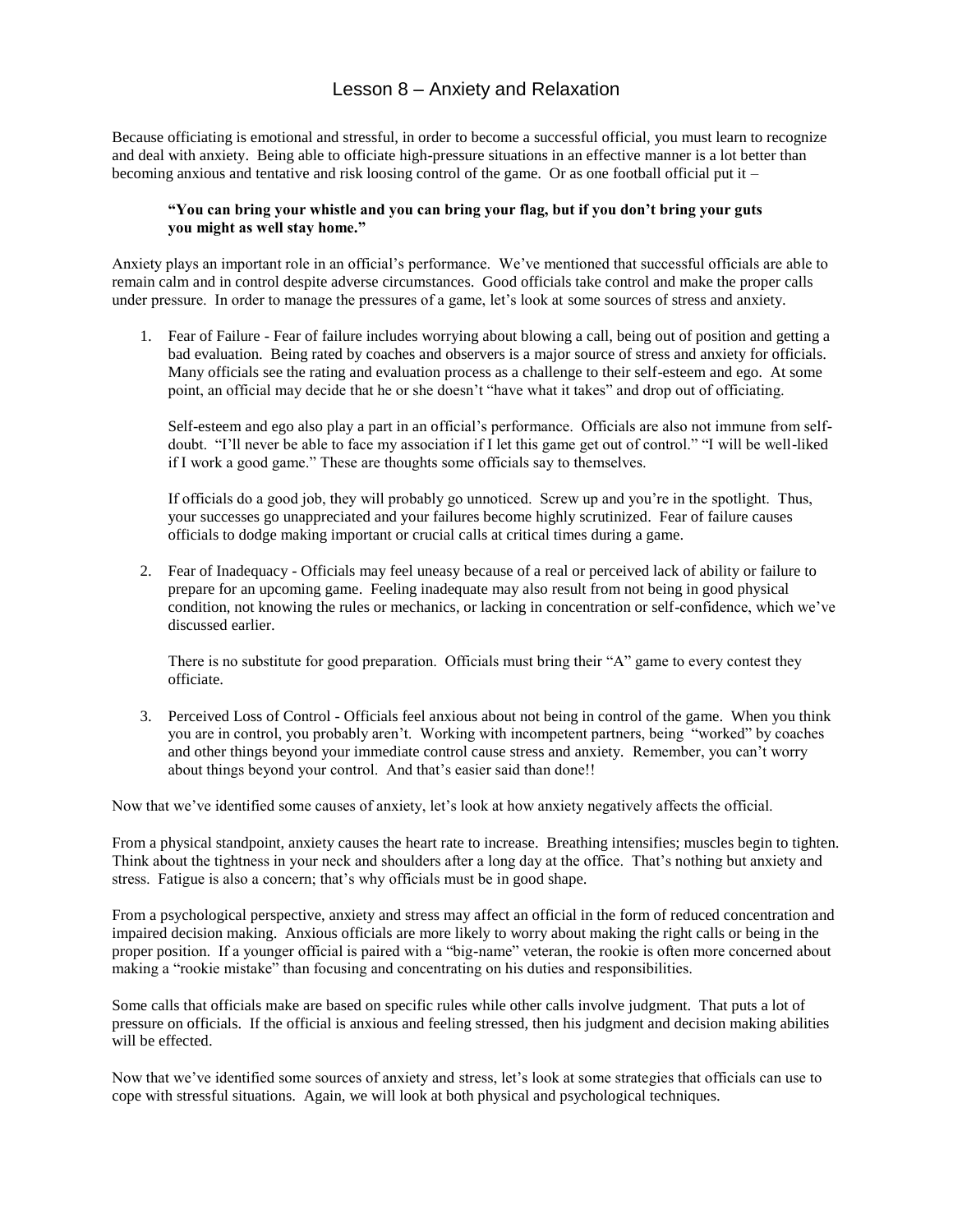# Lesson 8 – Anxiety and Relaxation

Because officiating is emotional and stressful, in order to become a successful official, you must learn to recognize and deal with anxiety. Being able to officiate high-pressure situations in an effective manner is a lot better than becoming anxious and tentative and risk loosing control of the game. Or as one football official put it –

> **"You can bring your whistle and you can bring your flag, but if you don't bring your guts you might as well stay home."**

Anxiety plays an important role in an official's performance. We've mentioned that successful officials are able to remain calm and in control despite adverse circumstances. Good officials take control and make the proper calls under pressure. In order to manage the pressures of a game, let's look at some sources of stress and anxiety.

1. Fear of Failure - Fear of failure includes worrying about blowing a call, being out of position and getting a bad evaluation. Being rated by coaches and observers is a major source of stress and anxiety for officials. Many officials see the rating and evaluation process as a challenge to their self-esteem and ego. At some point, an official may decide that he or she doesn't "have what it takes" and drop out of officiating.

   Self-esteem and ego also play a part in an official's performance. Officials are also not immune from self-doubt. "I'll never be able to face my association if I let this game get out of control." "I will be well-liked if I work a good game." These are thoughts some officials say to themselves.

   If officials do a good job, they will probably go unnoticed. Screw up and you're in the spotlight. Thus, your successes go unappreciated and your failures become highly scrutinized. Fear of failure causes officials to dodge making important or crucial calls at critical times during a game.

2. Fear of Inadequacy - Officials may feel uneasy because of a real or perceived lack of ability or failure to prepare for an upcoming game. Feeling inadequate may also result from not being in good physical condition, not knowing the rules or mechanics, or lacking in concentration or self-confidence, which we've discussed earlier.

   There is no substitute for good preparation. Officials must bring their "A" game to every contest they officiate.

3. Perceived Loss of Control - Officials feel anxious about not being in control of the game. When you think you are in control, you probably aren't. Working with incompetent partners, being "worked" by coaches and other things beyond your immediate control cause stress and anxiety. Remember, you can't worry about things beyond your control. And that's easier said than done!!

Now that we've identified some causes of anxiety, let's look at how anxiety negatively affects the official.

From a physical standpoint, anxiety causes the heart rate to increase. Breathing intensifies; muscles begin to tighten. Think about the tightness in your neck and shoulders after a long day at the office. That's nothing but anxiety and stress. Fatigue is also a concern; that's why officials must be in good shape.

From a psychological perspective, anxiety and stress may affect an official in the form of reduced concentration and impaired decision making. Anxious officials are more likely to worry about making the right calls or being in the proper position. If a younger official is paired with a "big-name" veteran, the rookie is often more concerned about making a "rookie mistake" than focusing and concentrating on his duties and responsibilities.

Some calls that officials make are based on specific rules while other calls involve judgment. That puts a lot of pressure on officials. If the official is anxious and feeling stressed, then his judgment and decision making abilities will be effected.

Now that we've identified some sources of anxiety and stress, let's look at some strategies that officials can use to cope with stressful situations. Again, we will look at both physical and psychological techniques.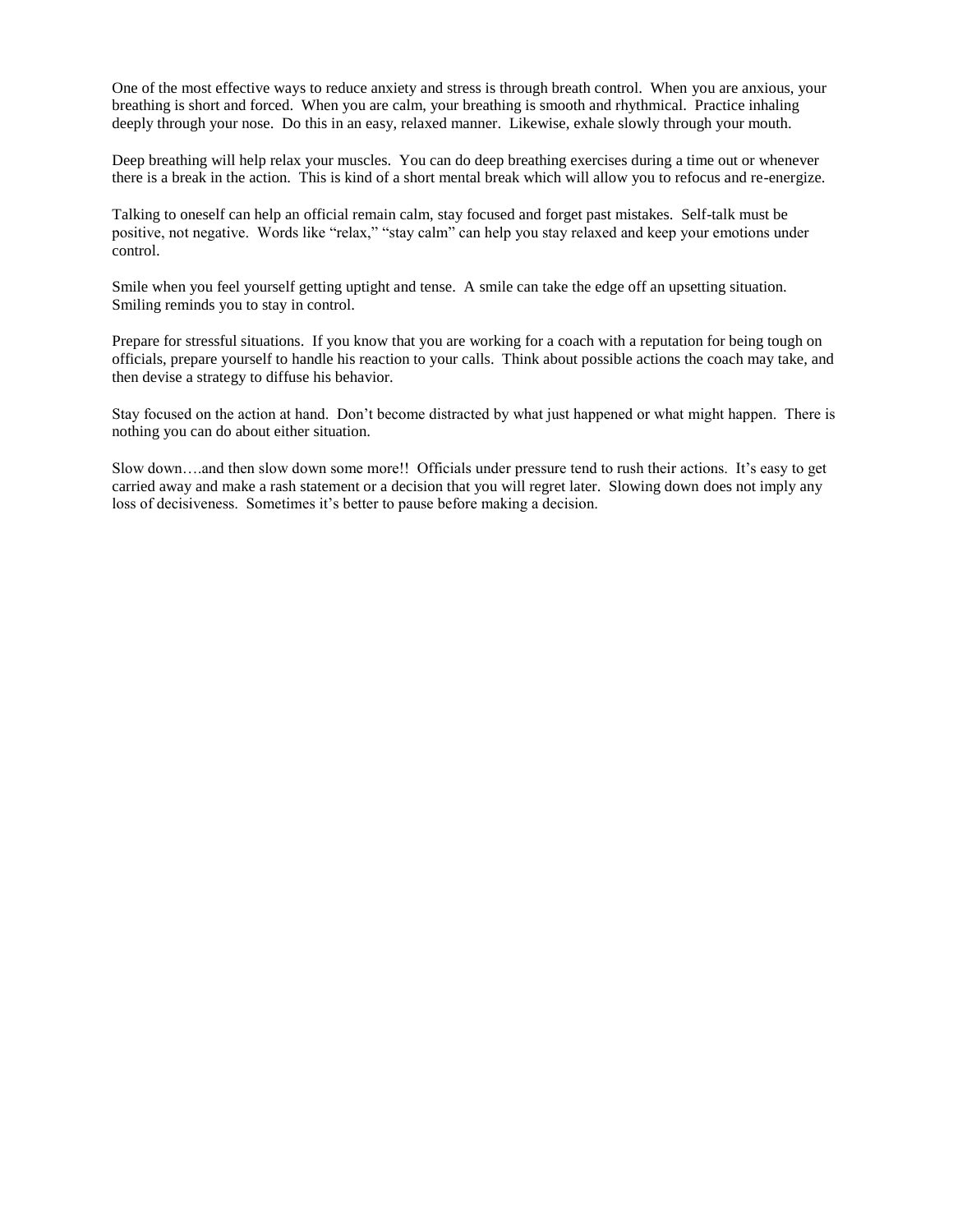One of the most effective ways to reduce anxiety and stress is through breath control. When you are anxious, your breathing is short and forced. When you are calm, your breathing is smooth and rhythmical. Practice inhaling deeply through your nose. Do this in an easy, relaxed manner. Likewise, exhale slowly through your mouth.

Deep breathing will help relax your muscles. You can do deep breathing exercises during a time out or whenever there is a break in the action. This is kind of a short mental break which will allow you to refocus and re-energize.

Talking to oneself can help an official remain calm, stay focused and forget past mistakes. Self-talk must be positive, not negative. Words like "relax," "stay calm" can help you stay relaxed and keep your emotions under control.

Smile when you feel yourself getting uptight and tense. A smile can take the edge off an upsetting situation. Smiling reminds you to stay in control.

Prepare for stressful situations. If you know that you are working for a coach with a reputation for being tough on officials, prepare yourself to handle his reaction to your calls. Think about possible actions the coach may take, and then devise a strategy to diffuse his behavior.

Stay focused on the action at hand. Don't become distracted by what just happened or what might happen. There is nothing you can do about either situation.

Slow down….and then slow down some more!! Officials under pressure tend to rush their actions. It's easy to get carried away and make a rash statement or a decision that you will regret later. Slowing down does not imply any loss of decisiveness. Sometimes it's better to pause before making a decision.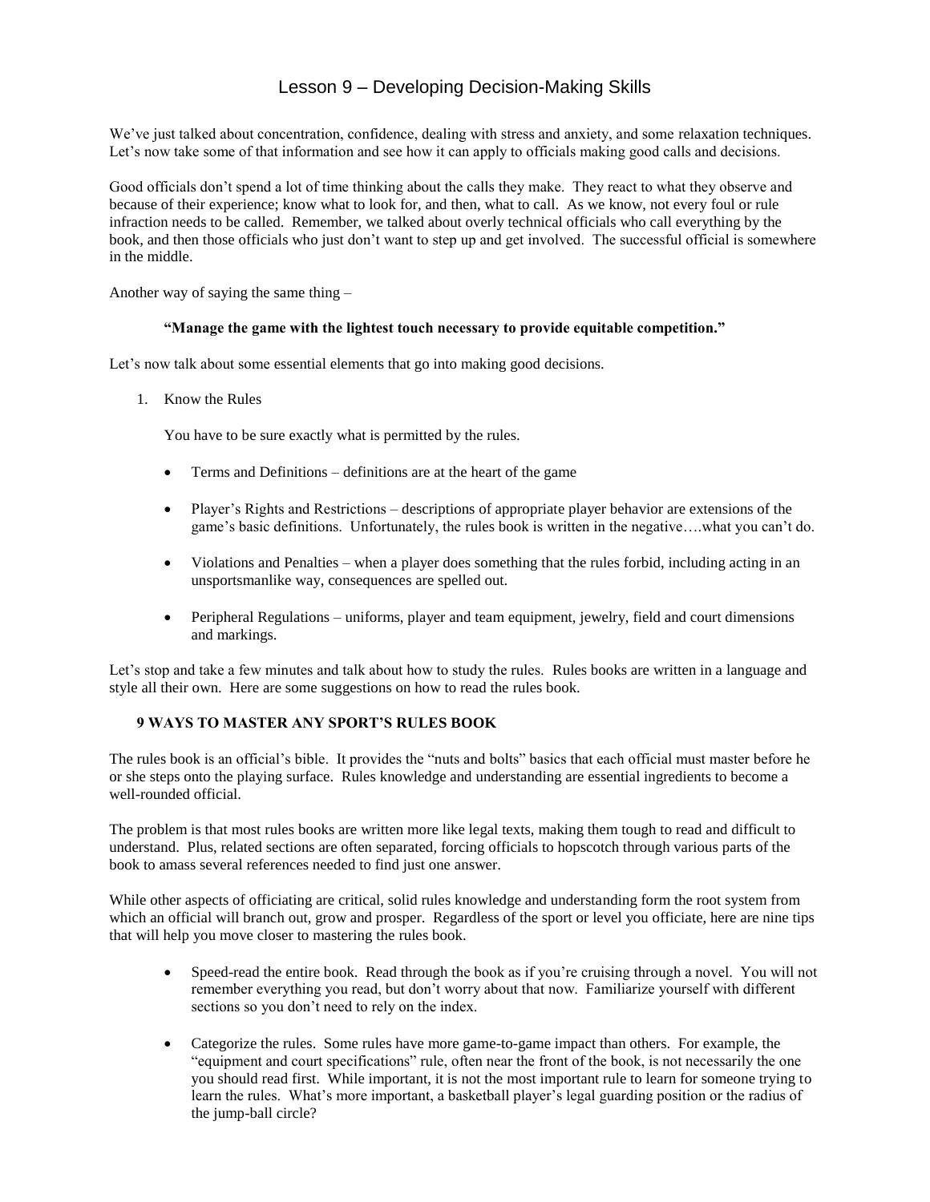# Lesson 9 – Developing Decision-Making Skills

We've just talked about concentration, confidence, dealing with stress and anxiety, and some relaxation techniques. Let's now take some of that information and see how it can apply to officials making good calls and decisions.

Good officials don't spend a lot of time thinking about the calls they make. They react to what they observe and because of their experience; know what to look for, and then, what to call. As we know, not every foul or rule infraction needs to be called. Remember, we talked about overly technical officials who call everything by the book, and then those officials who just don't want to step up and get involved. The successful official is somewhere in the middle.

Another way of saying the same thing –

**"Manage the game with the lightest touch necessary to provide equitable competition."**

Let's now talk about some essential elements that go into making good decisions.

1. Know the Rules

   You have to be sure exactly what is permitted by the rules.

   - Terms and Definitions – definitions are at the heart of the game
   - Player's Rights and Restrictions – descriptions of appropriate player behavior are extensions of the game's basic definitions. Unfortunately, the rules book is written in the negative….what you can't do.
   - Violations and Penalties – when a player does something that the rules forbid, including acting in an unsportsmanlike way, consequences are spelled out.
   - Peripheral Regulations – uniforms, player and team equipment, jewelry, field and court dimensions and markings.

Let's stop and take a few minutes and talk about how to study the rules. Rules books are written in a language and style all their own. Here are some suggestions on how to read the rules book.

**9 WAYS TO MASTER ANY SPORT'S RULES BOOK**

The rules book is an official's bible. It provides the "nuts and bolts" basics that each official must master before he or she steps onto the playing surface. Rules knowledge and understanding are essential ingredients to become a well-rounded official.

The problem is that most rules books are written more like legal texts, making them tough to read and difficult to understand. Plus, related sections are often separated, forcing officials to hopscotch through various parts of the book to amass several references needed to find just one answer.

While other aspects of officiating are critical, solid rules knowledge and understanding form the root system from which an official will branch out, grow and prosper. Regardless of the sport or level you officiate, here are nine tips that will help you move closer to mastering the rules book.

- Speed-read the entire book. Read through the book as if you're cruising through a novel. You will not remember everything you read, but don't worry about that now. Familiarize yourself with different sections so you don't need to rely on the index.
- Categorize the rules. Some rules have more game-to-game impact than others. For example, the "equipment and court specifications" rule, often near the front of the book, is not necessarily the one you should read first. While important, it is not the most important rule to learn for someone trying to learn the rules. What's more important, a basketball player's legal guarding position or the radius of the jump-ball circle?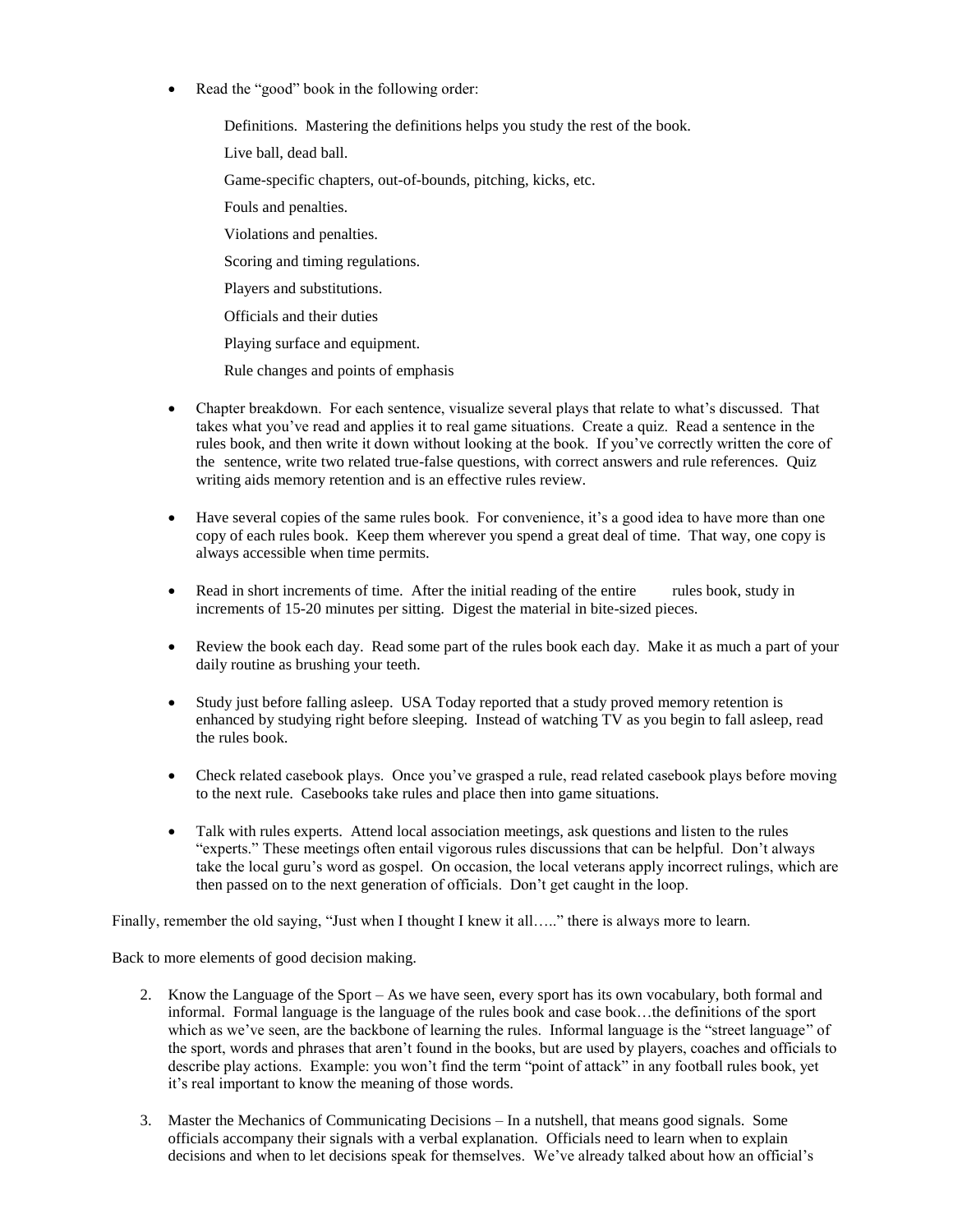- Read the "good" book in the following order:

  Definitions. Mastering the definitions helps you study the rest of the book.

  Live ball, dead ball.

  Game-specific chapters, out-of-bounds, pitching, kicks, etc.

  Fouls and penalties.

  Violations and penalties.

  Scoring and timing regulations.

  Players and substitutions.

  Officials and their duties

  Playing surface and equipment.

  Rule changes and points of emphasis

- Chapter breakdown. For each sentence, visualize several plays that relate to what's discussed. That takes what you've read and applies it to real game situations. Create a quiz. Read a sentence in the rules book, and then write it down without looking at the book. If you've correctly written the core of the sentence, write two related true-false questions, with correct answers and rule references. Quiz writing aids memory retention and is an effective rules review.

- Have several copies of the same rules book. For convenience, it's a good idea to have more than one copy of each rules book. Keep them wherever you spend a great deal of time. That way, one copy is always accessible when time permits.

- Read in short increments of time. After the initial reading of the entire rules book, study in increments of 15-20 minutes per sitting. Digest the material in bite-sized pieces.

- Review the book each day. Read some part of the rules book each day. Make it as much a part of your daily routine as brushing your teeth.

- Study just before falling asleep. USA Today reported that a study proved memory retention is enhanced by studying right before sleeping. Instead of watching TV as you begin to fall asleep, read the rules book.

- Check related casebook plays. Once you've grasped a rule, read related casebook plays before moving to the next rule. Casebooks take rules and place then into game situations.

- Talk with rules experts. Attend local association meetings, ask questions and listen to the rules "experts." These meetings often entail vigorous rules discussions that can be helpful. Don't always take the local guru's word as gospel. On occasion, the local veterans apply incorrect rulings, which are then passed on to the next generation of officials. Don't get caught in the loop.

Finally, remember the old saying, "Just when I thought I knew it all….." there is always more to learn.

Back to more elements of good decision making.

2. Know the Language of the Sport – As we have seen, every sport has its own vocabulary, both formal and informal. Formal language is the language of the rules book and case book…the definitions of the sport which as we've seen, are the backbone of learning the rules. Informal language is the "street language" of the sport, words and phrases that aren't found in the books, but are used by players, coaches and officials to describe play actions. Example: you won't find the term "point of attack" in any football rules book, yet it's real important to know the meaning of those words.

3. Master the Mechanics of Communicating Decisions – In a nutshell, that means good signals. Some officials accompany their signals with a verbal explanation. Officials need to learn when to explain decisions and when to let decisions speak for themselves. We've already talked about how an official's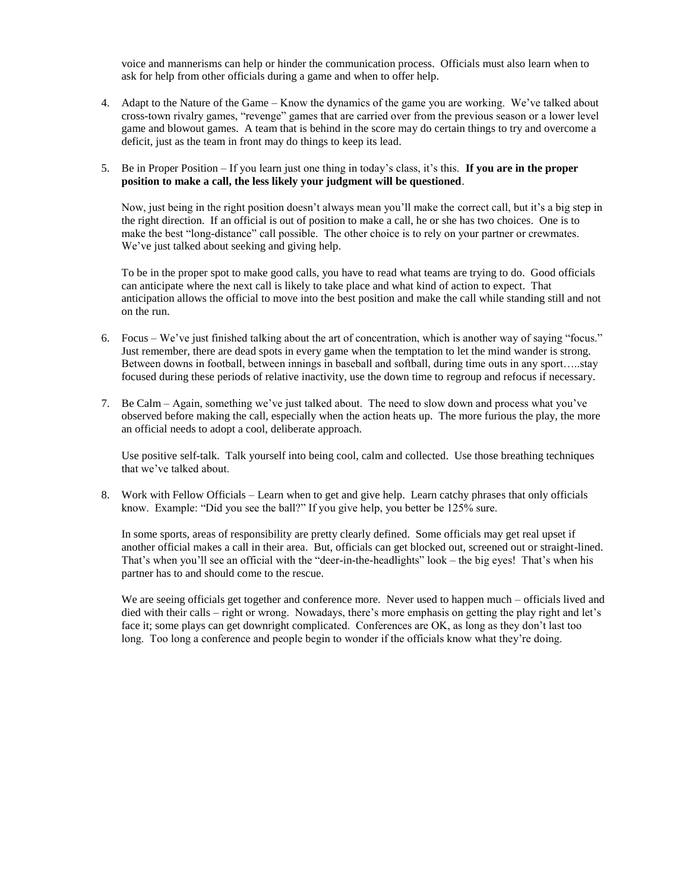voice and mannerisms can help or hinder the communication process. Officials must also learn when to ask for help from other officials during a game and when to offer help.

4. Adapt to the Nature of the Game – Know the dynamics of the game you are working. We've talked about cross-town rivalry games, "revenge" games that are carried over from the previous season or a lower level game and blowout games. A team that is behind in the score may do certain things to try and overcome a deficit, just as the team in front may do things to keep its lead.

5. Be in Proper Position – If you learn just one thing in today's class, it's this. **If you are in the proper position to make a call, the less likely your judgment will be questioned**.

   Now, just being in the right position doesn't always mean you'll make the correct call, but it's a big step in the right direction. If an official is out of position to make a call, he or she has two choices. One is to make the best "long-distance" call possible. The other choice is to rely on your partner or crewmates. We've just talked about seeking and giving help.

   To be in the proper spot to make good calls, you have to read what teams are trying to do. Good officials can anticipate where the next call is likely to take place and what kind of action to expect. That anticipation allows the official to move into the best position and make the call while standing still and not on the run.

6. Focus – We've just finished talking about the art of concentration, which is another way of saying "focus." Just remember, there are dead spots in every game when the temptation to let the mind wander is strong. Between downs in football, between innings in baseball and softball, during time outs in any sport…..stay focused during these periods of relative inactivity, use the down time to regroup and refocus if necessary.

7. Be Calm – Again, something we've just talked about. The need to slow down and process what you've observed before making the call, especially when the action heats up. The more furious the play, the more an official needs to adopt a cool, deliberate approach.

   Use positive self-talk. Talk yourself into being cool, calm and collected. Use those breathing techniques that we've talked about.

8. Work with Fellow Officials – Learn when to get and give help. Learn catchy phrases that only officials know. Example: "Did you see the ball?" If you give help, you better be 125% sure.

   In some sports, areas of responsibility are pretty clearly defined. Some officials may get real upset if another official makes a call in their area. But, officials can get blocked out, screened out or straight-lined. That's when you'll see an official with the "deer-in-the-headlights" look – the big eyes! That's when his partner has to and should come to the rescue.

   We are seeing officials get together and conference more. Never used to happen much – officials lived and died with their calls – right or wrong. Nowadays, there's more emphasis on getting the play right and let's face it; some plays can get downright complicated. Conferences are OK, as long as they don't last too long. Too long a conference and people begin to wonder if the officials know what they're doing.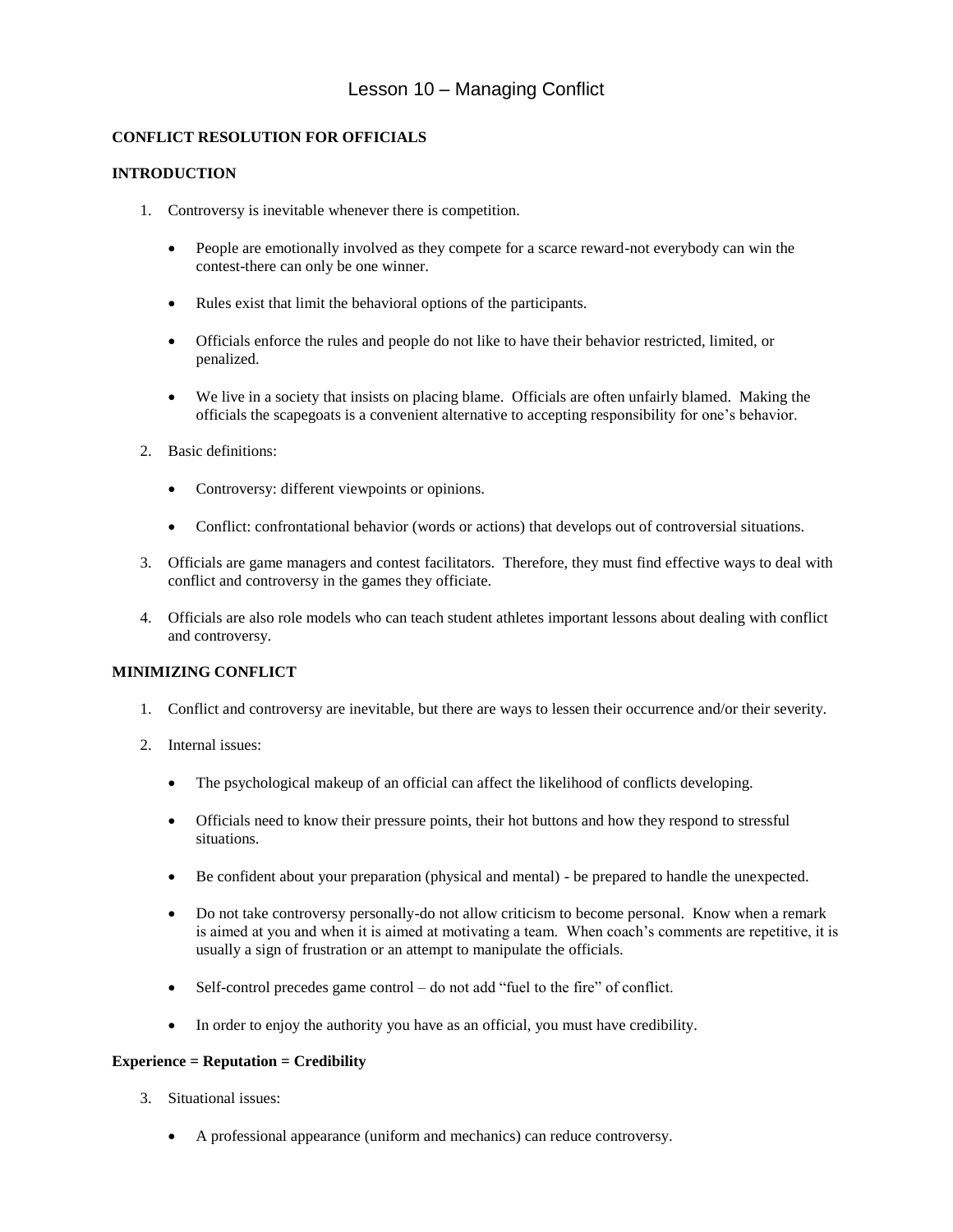# Lesson 10 – Managing Conflict

**CONFLICT RESOLUTION FOR OFFICIALS**

**INTRODUCTION**

1. Controversy is inevitable whenever there is competition.

   - People are emotionally involved as they compete for a scarce reward-not everybody can win the contest-there can only be one winner.

   - Rules exist that limit the behavioral options of the participants.

   - Officials enforce the rules and people do not like to have their behavior restricted, limited, or penalized.

   - We live in a society that insists on placing blame. Officials are often unfairly blamed. Making the officials the scapegoats is a convenient alternative to accepting responsibility for one's behavior.

2. Basic definitions:

   - Controversy: different viewpoints or opinions.

   - Conflict: confrontational behavior (words or actions) that develops out of controversial situations.

3. Officials are game managers and contest facilitators. Therefore, they must find effective ways to deal with conflict and controversy in the games they officiate.

4. Officials are also role models who can teach student athletes important lessons about dealing with conflict and controversy.

**MINIMIZING CONFLICT**

1. Conflict and controversy are inevitable, but there are ways to lessen their occurrence and/or their severity.

2. Internal issues:

   - The psychological makeup of an official can affect the likelihood of conflicts developing.

   - Officials need to know their pressure points, their hot buttons and how they respond to stressful situations.

   - Be confident about your preparation (physical and mental) - be prepared to handle the unexpected.

   - Do not take controversy personally-do not allow criticism to become personal. Know when a remark is aimed at you and when it is aimed at motivating a team. When coach's comments are repetitive, it is usually a sign of frustration or an attempt to manipulate the officials.

   - Self-control precedes game control – do not add "fuel to the fire" of conflict.

   - In order to enjoy the authority you have as an official, you must have credibility.

**Experience = Reputation = Credibility**

3. Situational issues:

   - A professional appearance (uniform and mechanics) can reduce controversy.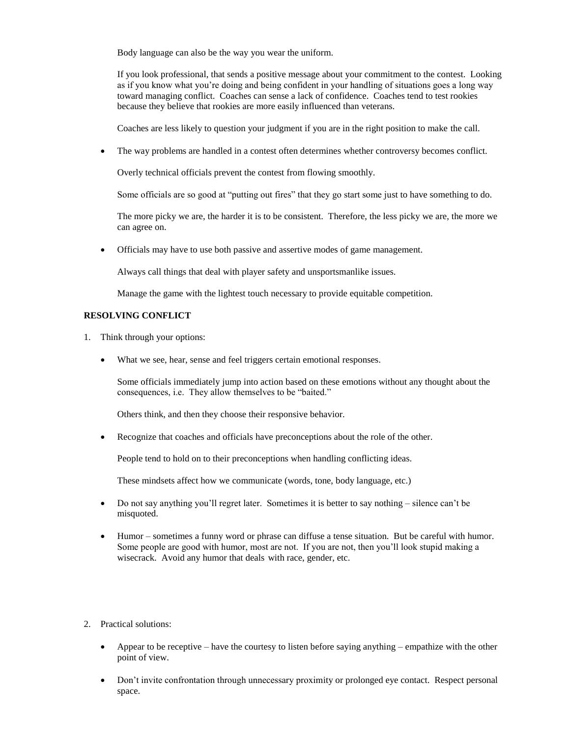Body language can also be the way you wear the uniform.

If you look professional, that sends a positive message about your commitment to the contest. Looking as if you know what you're doing and being confident in your handling of situations goes a long way toward managing conflict. Coaches can sense a lack of confidence. Coaches tend to test rookies because they believe that rookies are more easily influenced than veterans.

Coaches are less likely to question your judgment if you are in the right position to make the call.

- The way problems are handled in a contest often determines whether controversy becomes conflict.

  Overly technical officials prevent the contest from flowing smoothly.

  Some officials are so good at "putting out fires" that they go start some just to have something to do.

  The more picky we are, the harder it is to be consistent. Therefore, the less picky we are, the more we can agree on.

- Officials may have to use both passive and assertive modes of game management.

  Always call things that deal with player safety and unsportsmanlike issues.

  Manage the game with the lightest touch necessary to provide equitable competition.

**RESOLVING CONFLICT**

1. Think through your options:

   - What we see, hear, sense and feel triggers certain emotional responses.

     Some officials immediately jump into action based on these emotions without any thought about the consequences, i.e. They allow themselves to be "baited."

     Others think, and then they choose their responsive behavior.

   - Recognize that coaches and officials have preconceptions about the role of the other.

     People tend to hold on to their preconceptions when handling conflicting ideas.

     These mindsets affect how we communicate (words, tone, body language, etc.)

   - Do not say anything you'll regret later. Sometimes it is better to say nothing – silence can't be misquoted.

   - Humor – sometimes a funny word or phrase can diffuse a tense situation. But be careful with humor. Some people are good with humor, most are not. If you are not, then you'll look stupid making a wisecrack. Avoid any humor that deals with race, gender, etc.

2. Practical solutions:

   - Appear to be receptive – have the courtesy to listen before saying anything – empathize with the other point of view.

   - Don't invite confrontation through unnecessary proximity or prolonged eye contact. Respect personal space.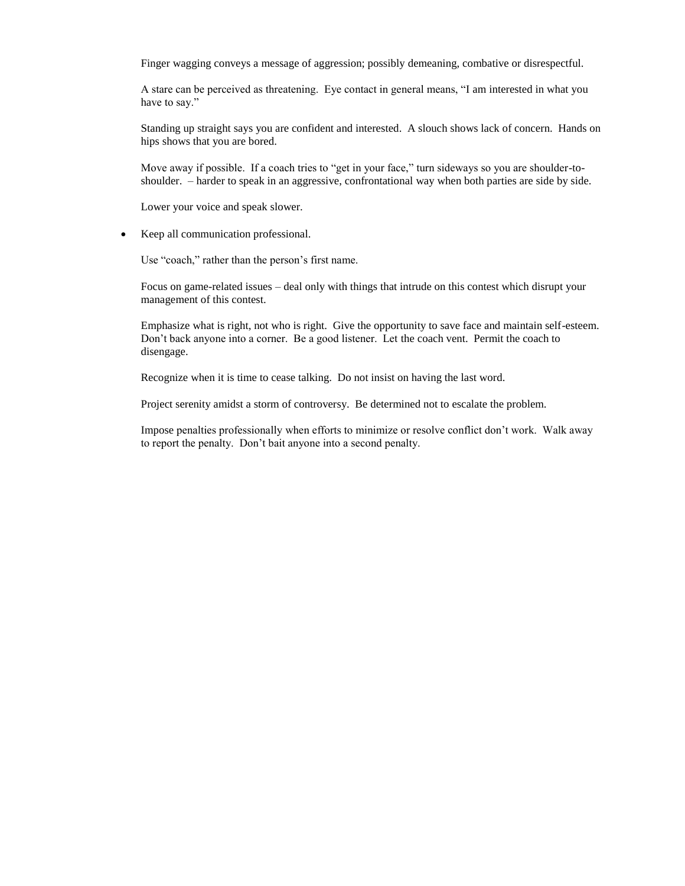Finger wagging conveys a message of aggression; possibly demeaning, combative or disrespectful.

A stare can be perceived as threatening. Eye contact in general means, "I am interested in what you have to say."

Standing up straight says you are confident and interested. A slouch shows lack of concern. Hands on hips shows that you are bored.

Move away if possible. If a coach tries to "get in your face," turn sideways so you are shoulder-to-shoulder. – harder to speak in an aggressive, confrontational way when both parties are side by side.

Lower your voice and speak slower.

- Keep all communication professional.

  Use "coach," rather than the person's first name.

  Focus on game-related issues – deal only with things that intrude on this contest which disrupt your management of this contest.

  Emphasize what is right, not who is right. Give the opportunity to save face and maintain self-esteem. Don't back anyone into a corner. Be a good listener. Let the coach vent. Permit the coach to disengage.

  Recognize when it is time to cease talking. Do not insist on having the last word.

  Project serenity amidst a storm of controversy. Be determined not to escalate the problem.

  Impose penalties professionally when efforts to minimize or resolve conflict don't work. Walk away to report the penalty. Don't bait anyone into a second penalty.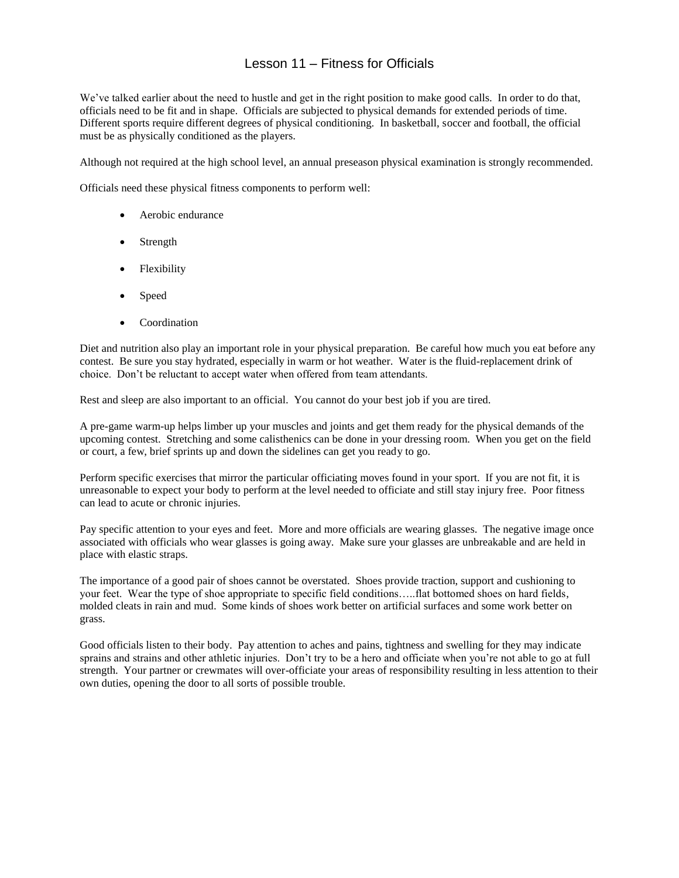# Lesson 11 – Fitness for Officials

We've talked earlier about the need to hustle and get in the right position to make good calls. In order to do that, officials need to be fit and in shape. Officials are subjected to physical demands for extended periods of time. Different sports require different degrees of physical conditioning. In basketball, soccer and football, the official must be as physically conditioned as the players.

Although not required at the high school level, an annual preseason physical examination is strongly recommended.

Officials need these physical fitness components to perform well:

- Aerobic endurance
- Strength
- Flexibility
- Speed
- Coordination

Diet and nutrition also play an important role in your physical preparation. Be careful how much you eat before any contest. Be sure you stay hydrated, especially in warm or hot weather. Water is the fluid-replacement drink of choice. Don't be reluctant to accept water when offered from team attendants.

Rest and sleep are also important to an official. You cannot do your best job if you are tired.

A pre-game warm-up helps limber up your muscles and joints and get them ready for the physical demands of the upcoming contest. Stretching and some calisthenics can be done in your dressing room. When you get on the field or court, a few, brief sprints up and down the sidelines can get you ready to go.

Perform specific exercises that mirror the particular officiating moves found in your sport. If you are not fit, it is unreasonable to expect your body to perform at the level needed to officiate and still stay injury free. Poor fitness can lead to acute or chronic injuries.

Pay specific attention to your eyes and feet. More and more officials are wearing glasses. The negative image once associated with officials who wear glasses is going away. Make sure your glasses are unbreakable and are held in place with elastic straps.

The importance of a good pair of shoes cannot be overstated. Shoes provide traction, support and cushioning to your feet. Wear the type of shoe appropriate to specific field conditions…..flat bottomed shoes on hard fields, molded cleats in rain and mud. Some kinds of shoes work better on artificial surfaces and some work better on grass.

Good officials listen to their body. Pay attention to aches and pains, tightness and swelling for they may indicate sprains and strains and other athletic injuries. Don't try to be a hero and officiate when you're not able to go at full strength. Your partner or crewmates will over-officiate your areas of responsibility resulting in less attention to their own duties, opening the door to all sorts of possible trouble.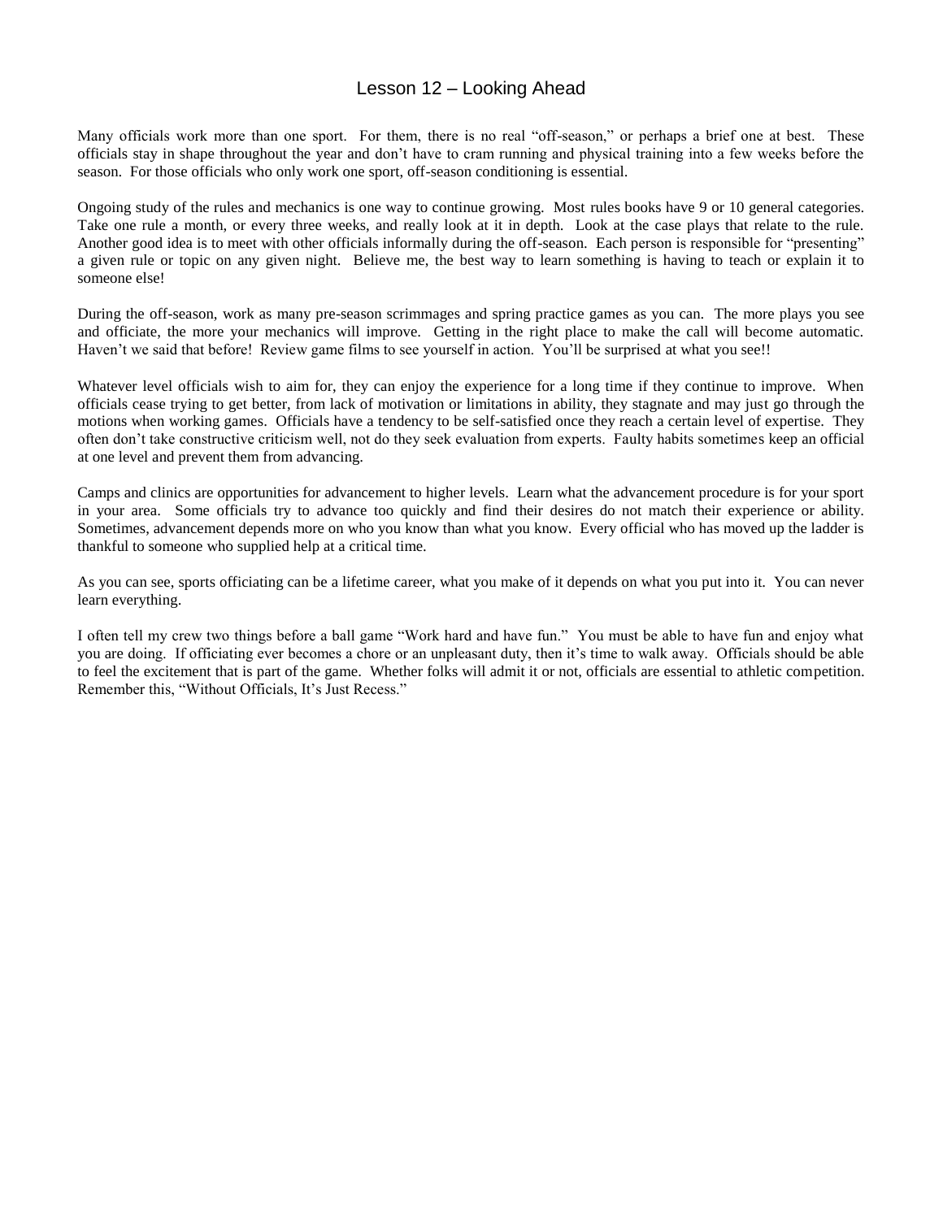# Lesson 12 – Looking Ahead

Many officials work more than one sport. For them, there is no real "off-season," or perhaps a brief one at best. These officials stay in shape throughout the year and don't have to cram running and physical training into a few weeks before the season. For those officials who only work one sport, off-season conditioning is essential.

Ongoing study of the rules and mechanics is one way to continue growing. Most rules books have 9 or 10 general categories. Take one rule a month, or every three weeks, and really look at it in depth. Look at the case plays that relate to the rule. Another good idea is to meet with other officials informally during the off-season. Each person is responsible for "presenting" a given rule or topic on any given night. Believe me, the best way to learn something is having to teach or explain it to someone else!

During the off-season, work as many pre-season scrimmages and spring practice games as you can. The more plays you see and officiate, the more your mechanics will improve. Getting in the right place to make the call will become automatic. Haven't we said that before! Review game films to see yourself in action. You'll be surprised at what you see!!

Whatever level officials wish to aim for, they can enjoy the experience for a long time if they continue to improve. When officials cease trying to get better, from lack of motivation or limitations in ability, they stagnate and may just go through the motions when working games. Officials have a tendency to be self-satisfied once they reach a certain level of expertise. They often don't take constructive criticism well, not do they seek evaluation from experts. Faulty habits sometimes keep an official at one level and prevent them from advancing.

Camps and clinics are opportunities for advancement to higher levels. Learn what the advancement procedure is for your sport in your area. Some officials try to advance too quickly and find their desires do not match their experience or ability. Sometimes, advancement depends more on who you know than what you know. Every official who has moved up the ladder is thankful to someone who supplied help at a critical time.

As you can see, sports officiating can be a lifetime career, what you make of it depends on what you put into it. You can never learn everything.

I often tell my crew two things before a ball game "Work hard and have fun." You must be able to have fun and enjoy what you are doing. If officiating ever becomes a chore or an unpleasant duty, then it's time to walk away. Officials should be able to feel the excitement that is part of the game. Whether folks will admit it or not, officials are essential to athletic competition. Remember this, "Without Officials, It's Just Recess."